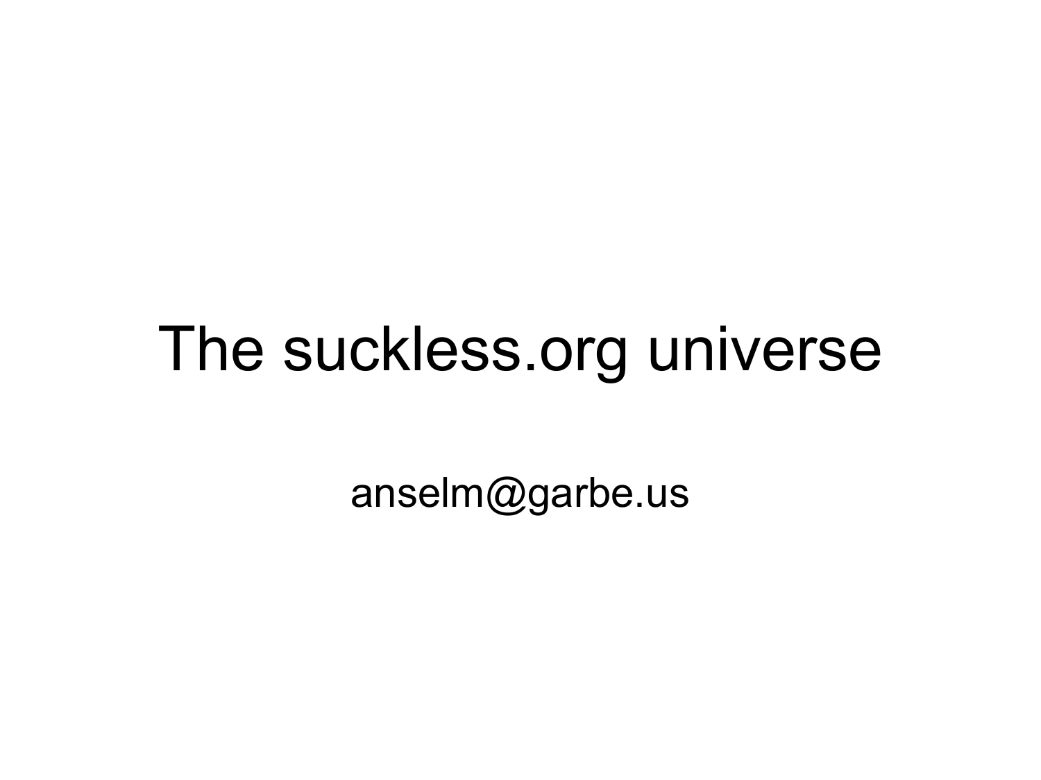# The suckless.org universe

anselm@garbe.us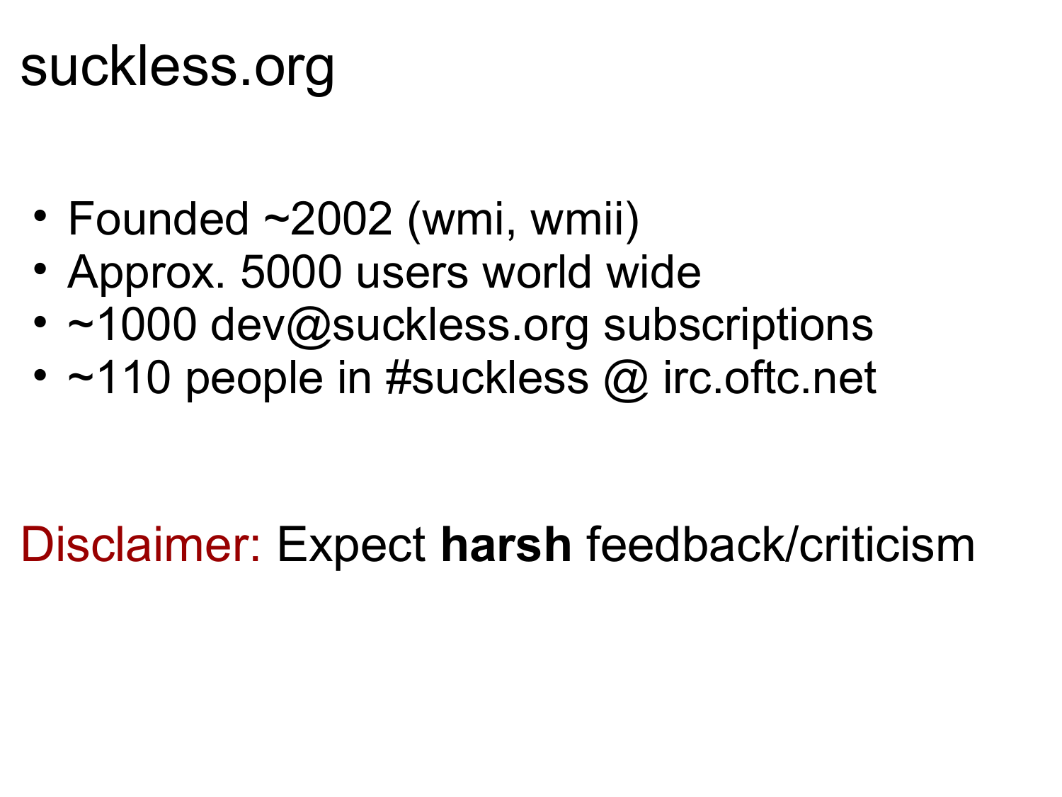# suckless.org

- Founded ~2002 (wmi, wmii)
- Approx. 5000 users world wide
- ~1000 dev@suckless.org subscriptions
- ~110 people in #suckless @ irc.oftc.net

Disclaimer: Expect **harsh** feedback/criticism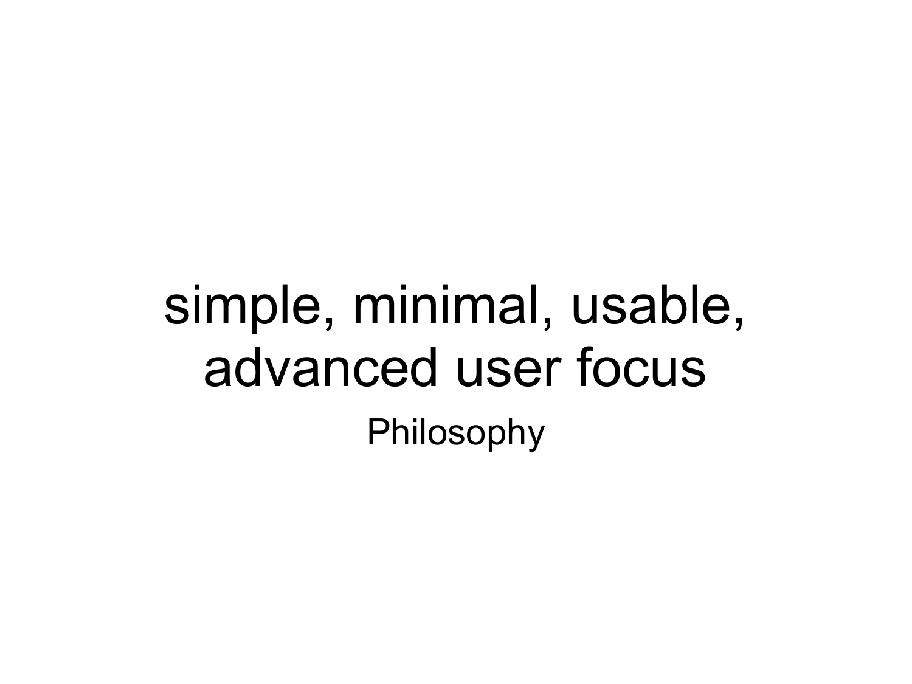# simple, minimal, usable, advanced user focus

Philosophy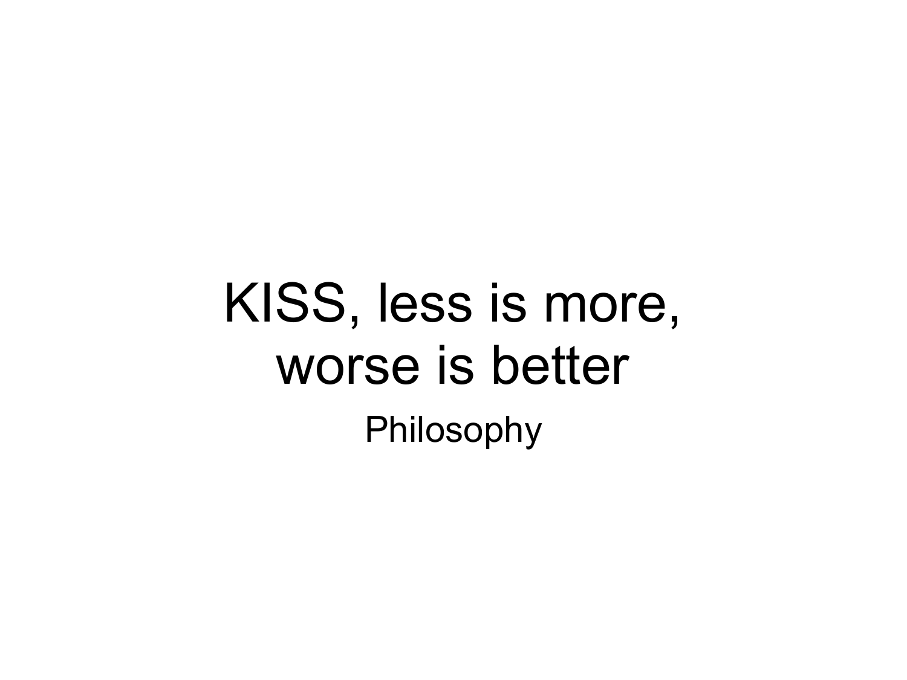# KISS, less is more, worse is better

Philosophy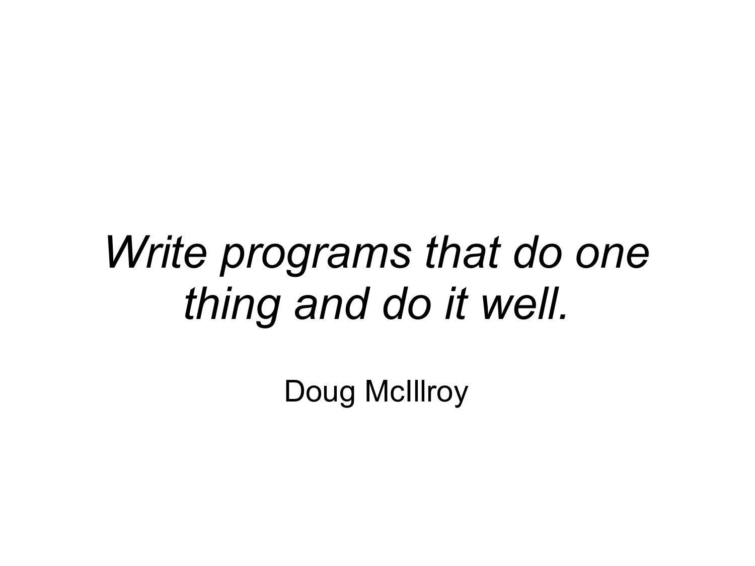*Write programs that do one thing and do it well.*

Doug McIllroy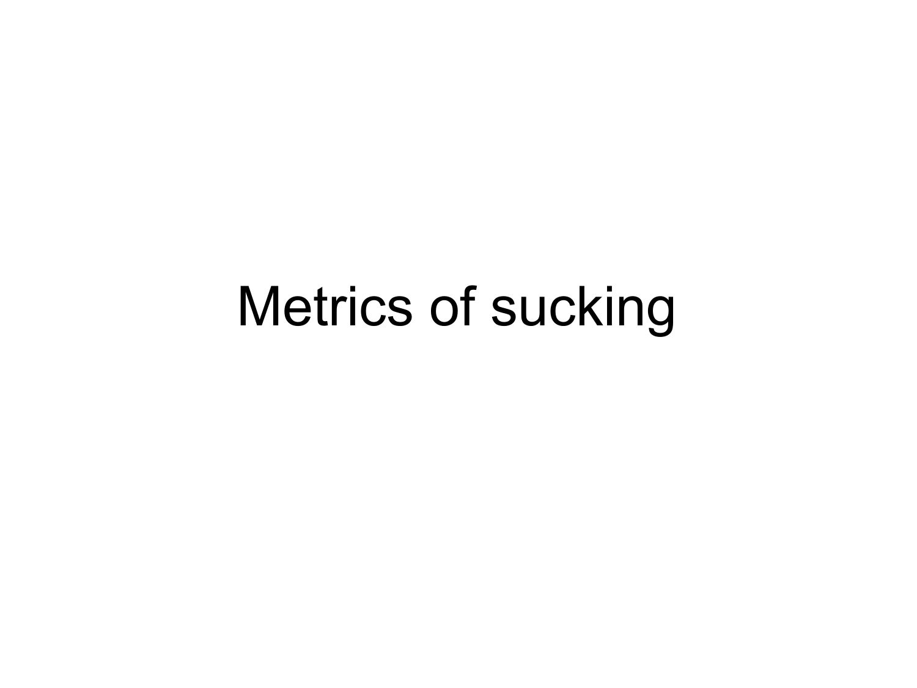# Metrics of sucking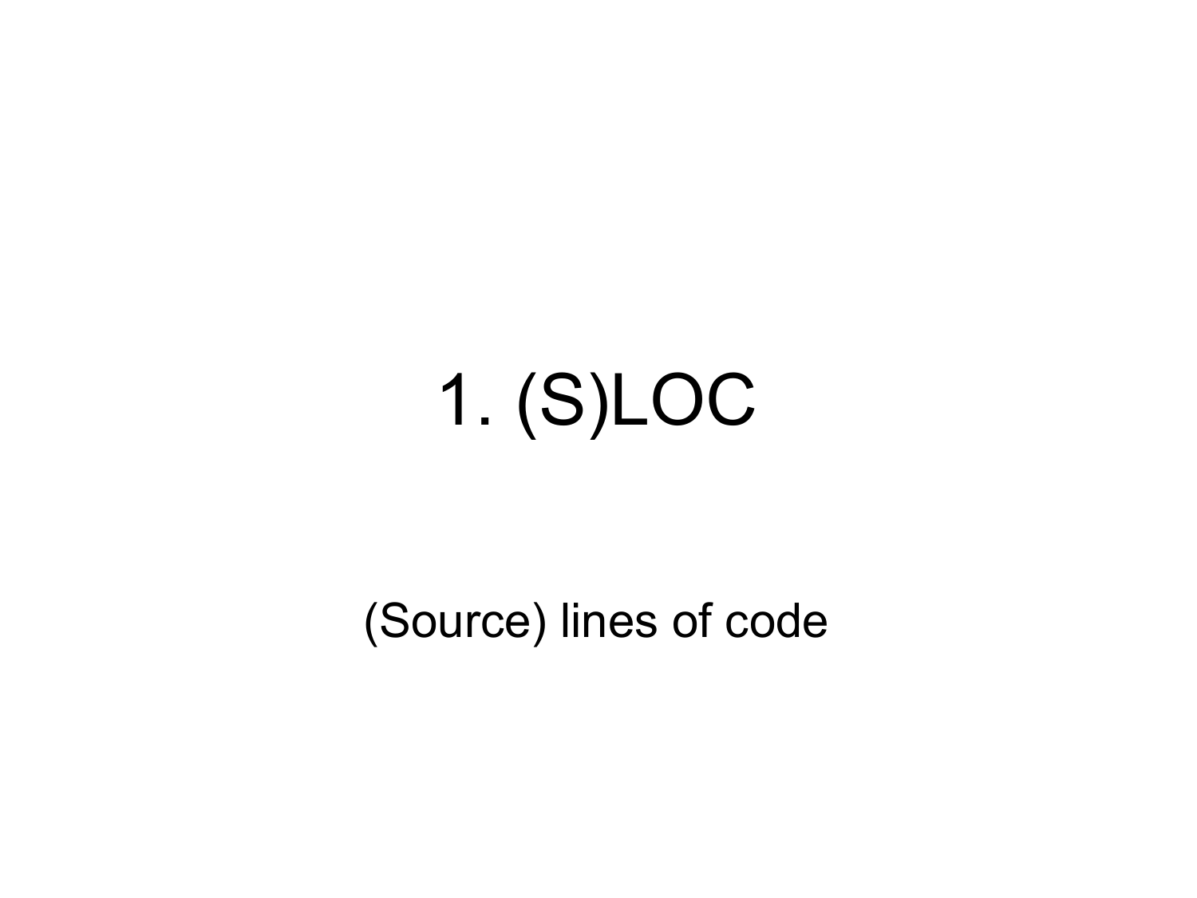# 1. (S)LOC

(Source) lines of code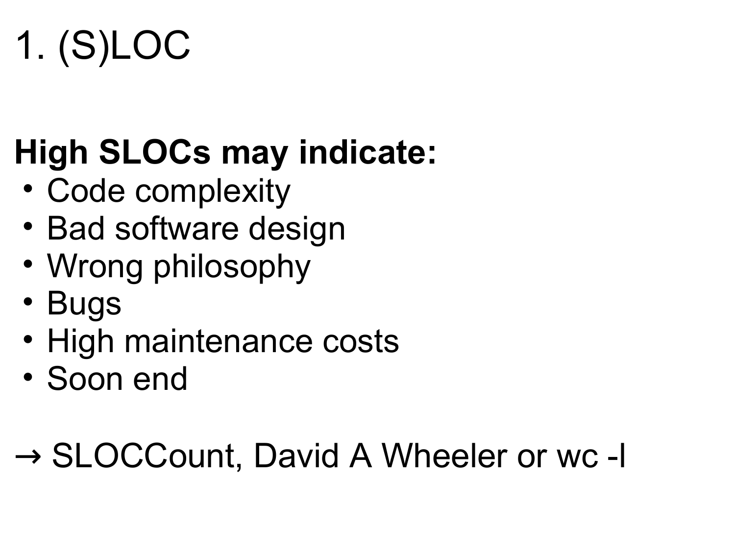# 1. (S)LOC

**High SLOCs may indicate:**

- Code complexity
- Bad software design
- Wrong philosophy
- Bugs
- High maintenance costs
- Soon end

→ SLOCCount, David A Wheeler or wc -l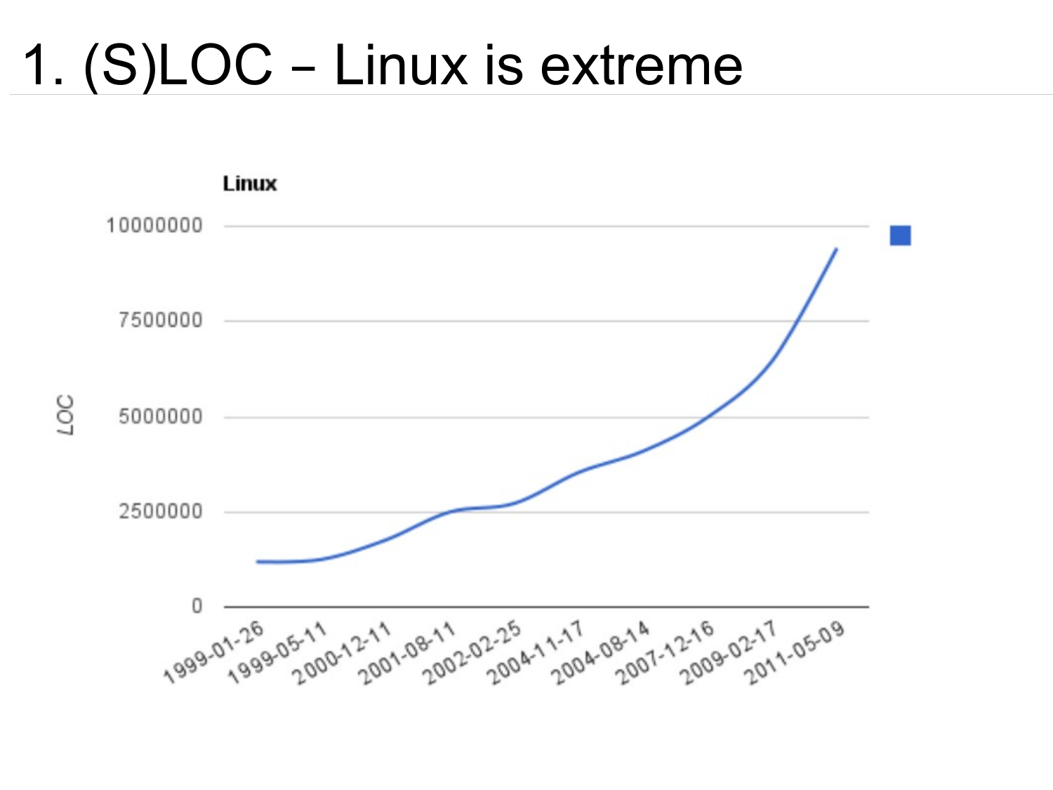# 1. (S)LOC – Linux is extreme

**Linux**

| | |
|---|---|
| 10000000 | |
| 7500000 | |
| 5000000 | |
| 2500000 | |
| 0 | |

LOC

1999-01-26, 1999-05-11, 2000-12-11, 2001-08-11, 2002-02-25, 2004-11-17, 2004-08-14, 2007-12-16, 2009-02-17, 2011-05-09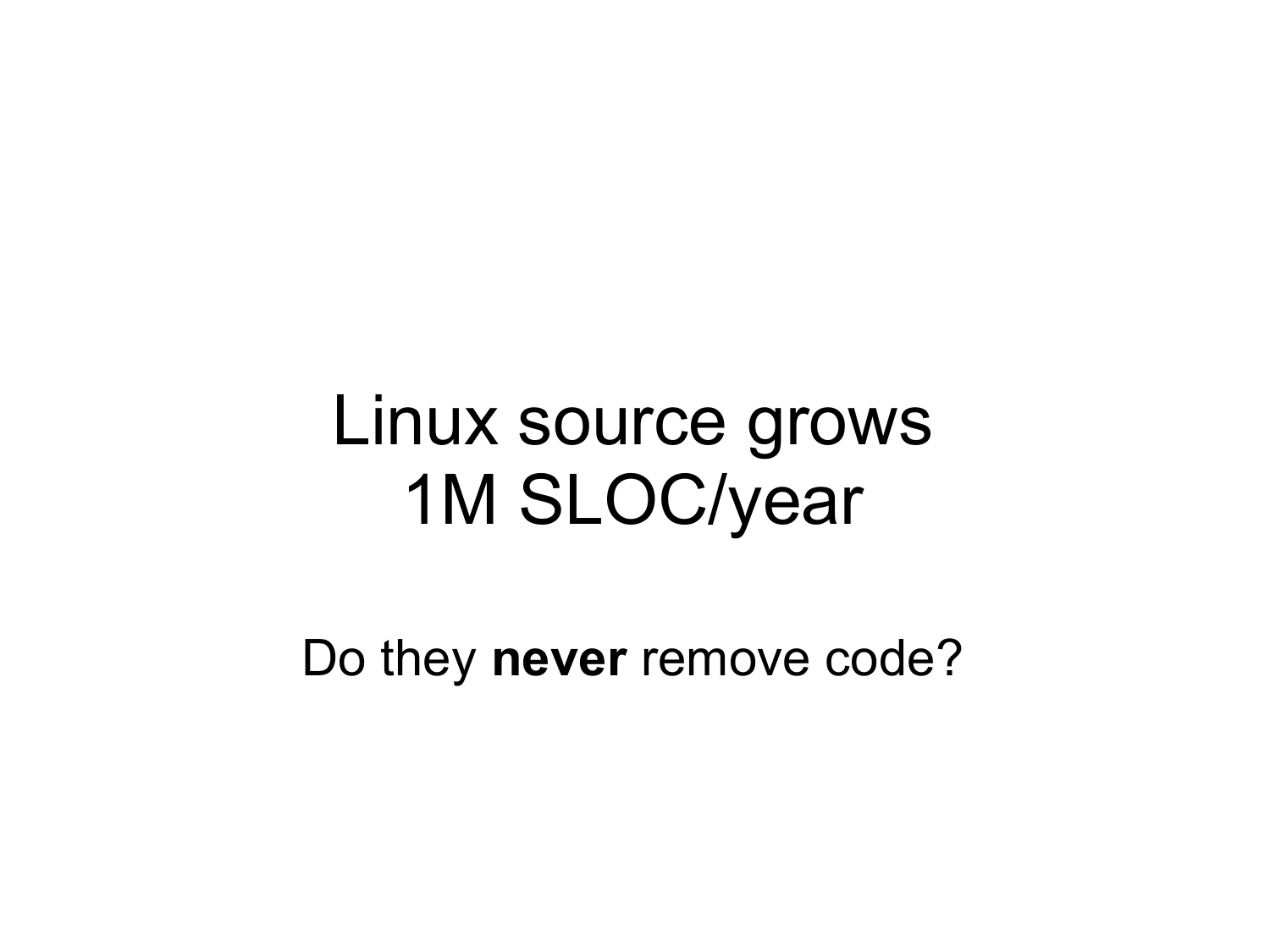# Linux source grows 1M SLOC/year

Do they **never** remove code?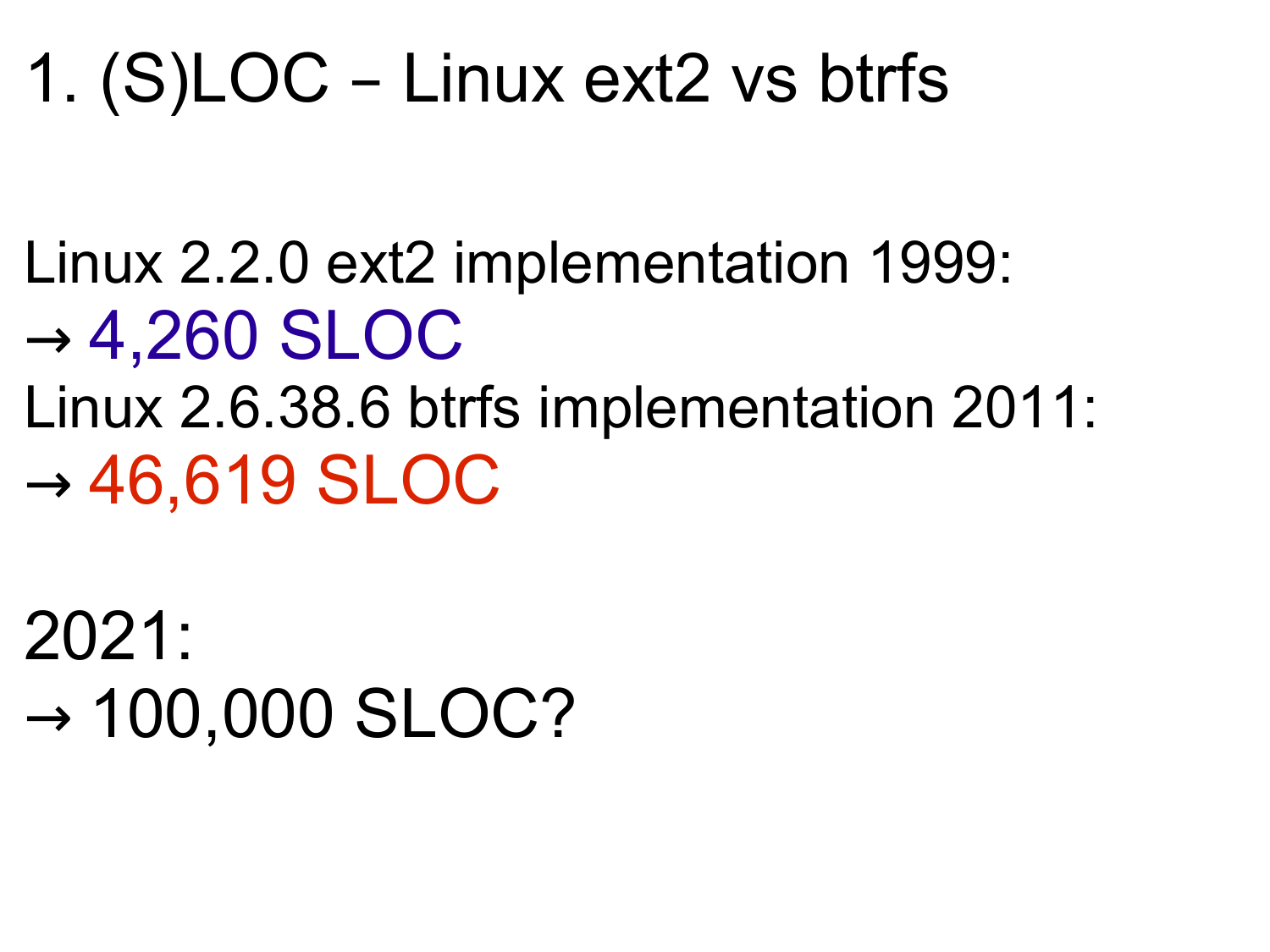# 1. (S)LOC – Linux ext2 vs btrfs

Linux 2.2.0 ext2 implementation 1999:
→ 4,260 SLOC
Linux 2.6.38.6 btrfs implementation 2011:
→ 46,619 SLOC

2021:
→ 100,000 SLOC?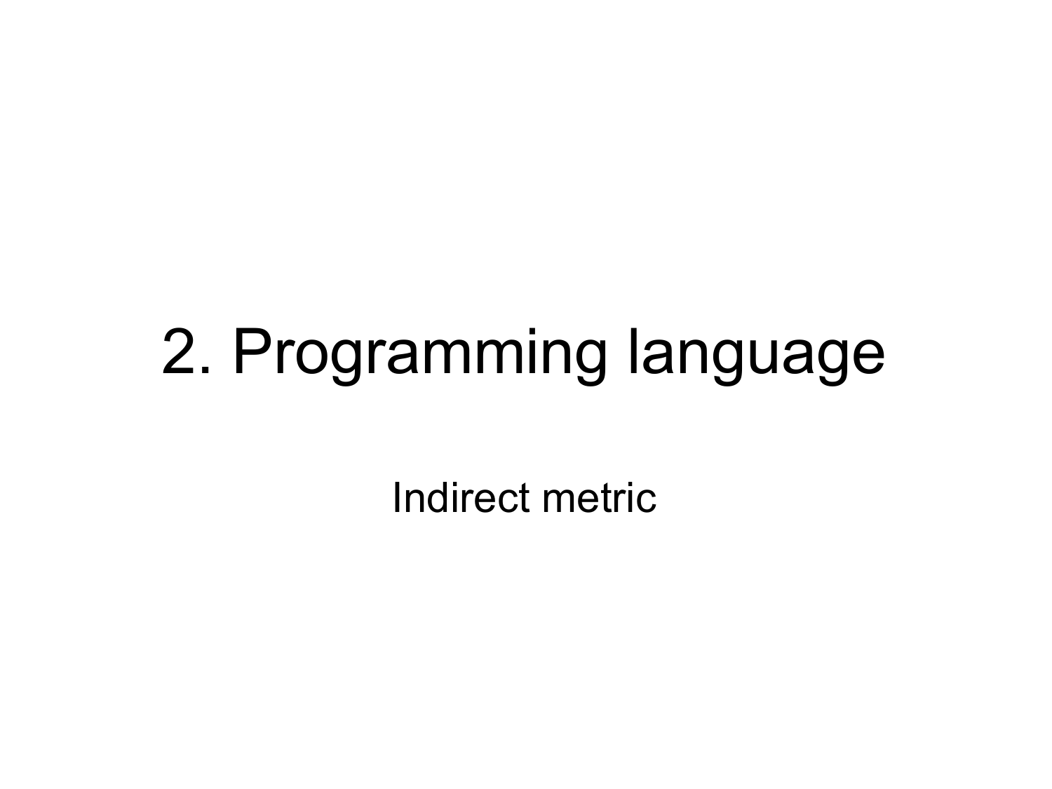# 2. Programming language

Indirect metric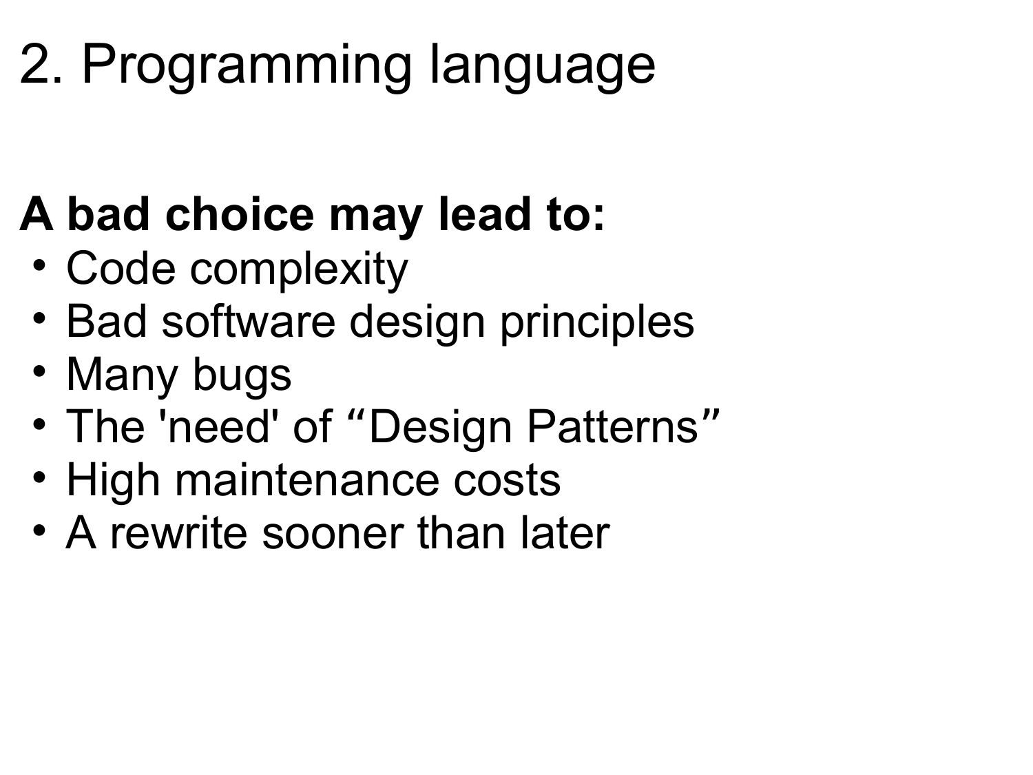# 2. Programming language

**A bad choice may lead to:**

- Code complexity
- Bad software design principles
- Many bugs
- The 'need' of “Design Patterns”
- High maintenance costs
- A rewrite sooner than later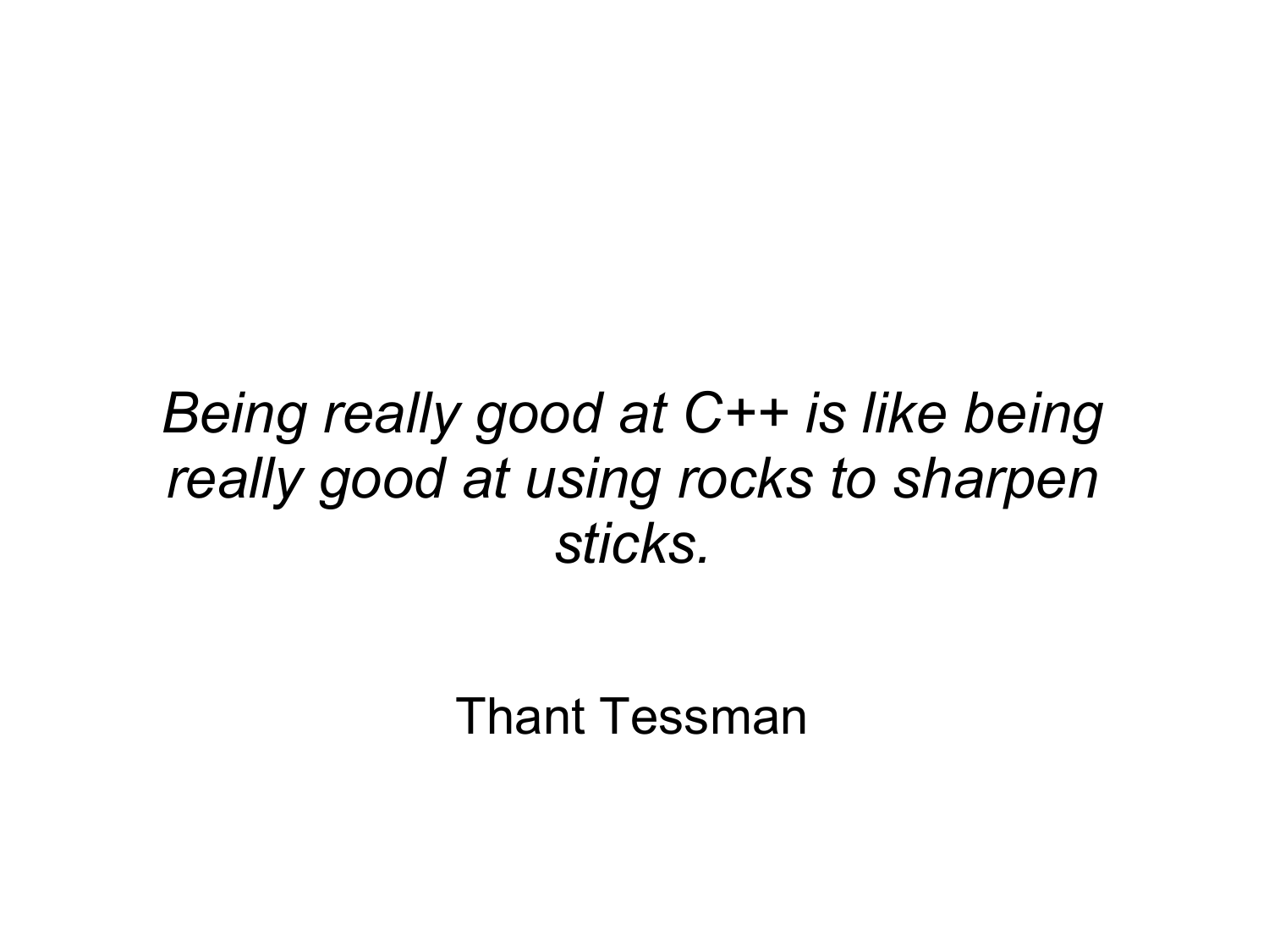*Being really good at C++ is like being really good at using rocks to sharpen sticks.*

Thant Tessman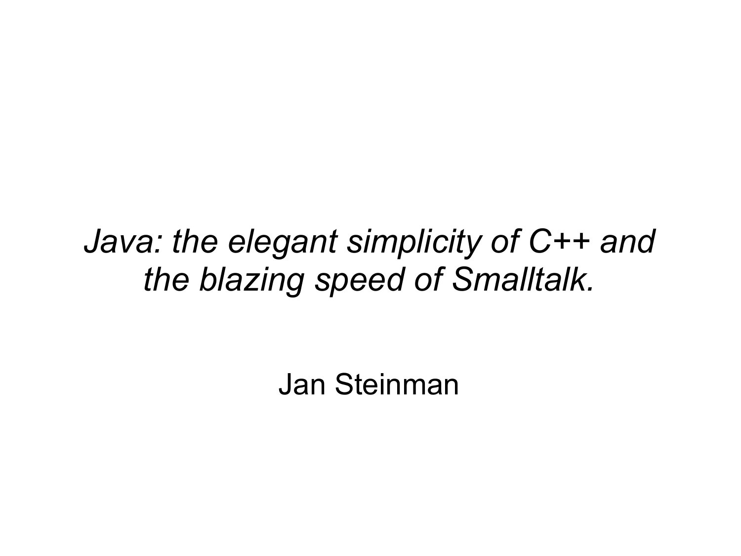*Java: the elegant simplicity of C++ and the blazing speed of Smalltalk.*

Jan Steinman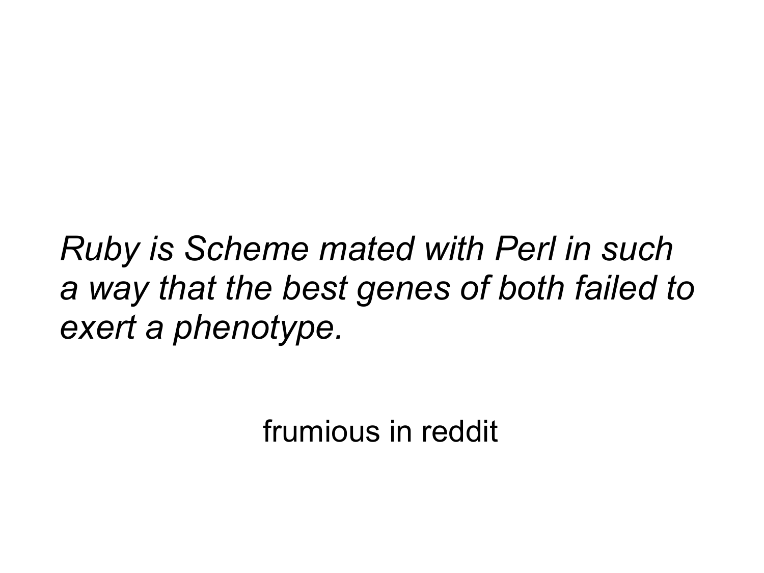*Ruby is Scheme mated with Perl in such a way that the best genes of both failed to exert a phenotype.*

frumious in reddit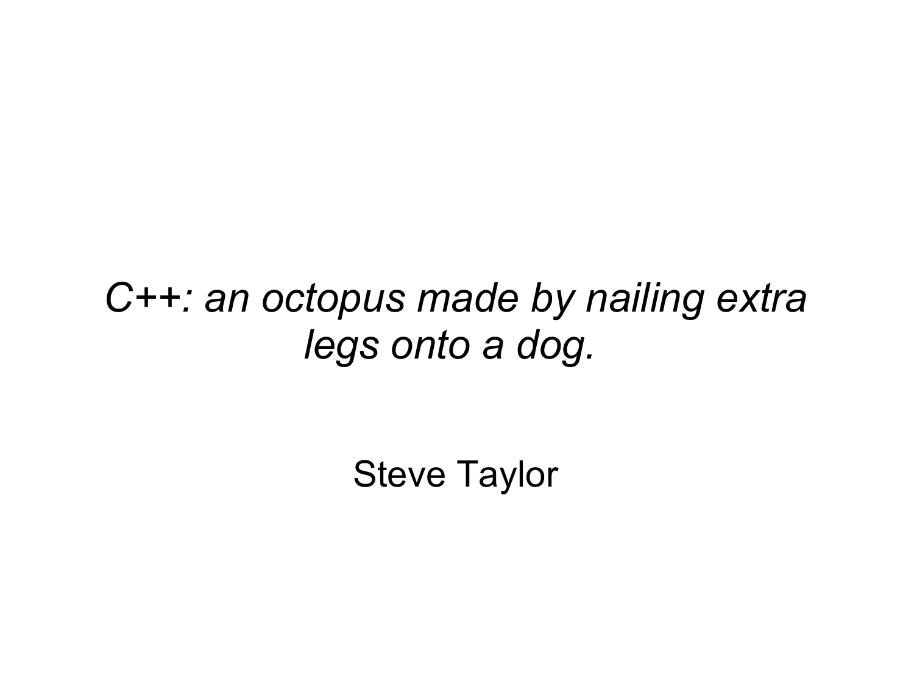*C++: an octopus made by nailing extra legs onto a dog.*

Steve Taylor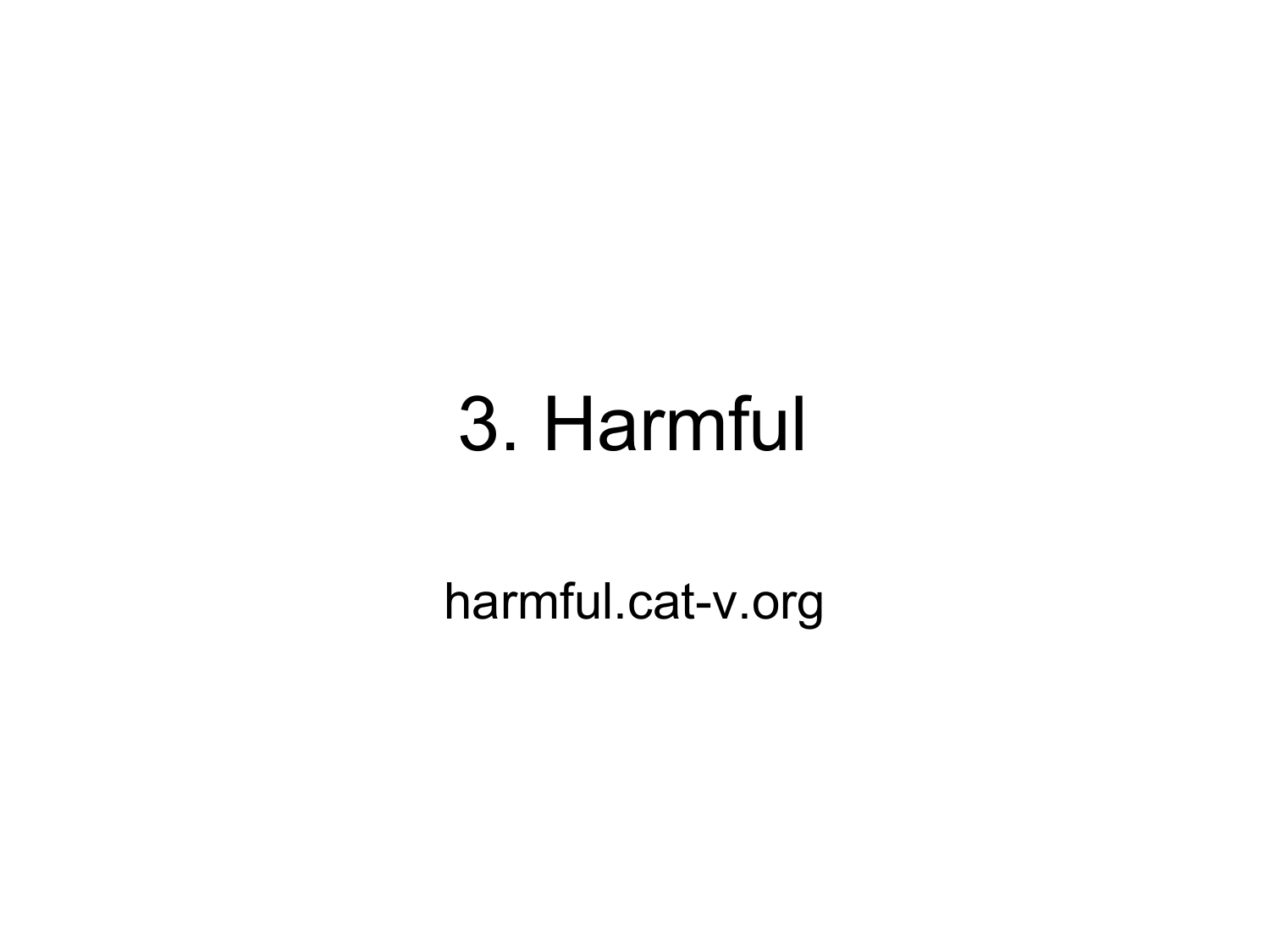# 3. Harmful

harmful.cat-v.org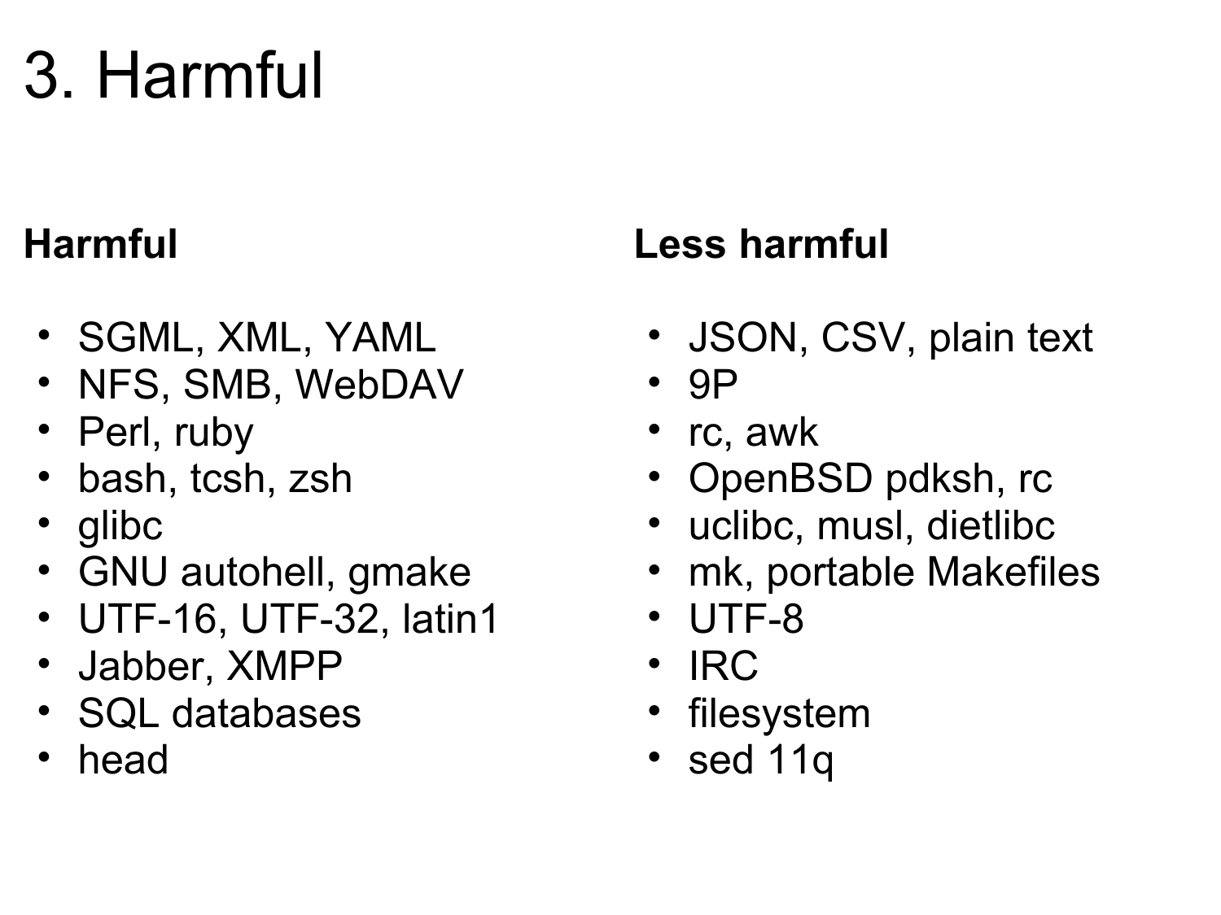# 3. Harmful

**Harmful**

- SGML, XML, YAML
- NFS, SMB, WebDAV
- Perl, ruby
- bash, tcsh, zsh
- glibc
- GNU autohell, gmake
- UTF-16, UTF-32, latin1
- Jabber, XMPP
- SQL databases
- head

**Less harmful**

- JSON, CSV, plain text
- 9P
- rc, awk
- OpenBSD pdksh, rc
- uclibc, musl, dietlibc
- mk, portable Makefiles
- UTF-8
- IRC
- filesystem
- sed 11q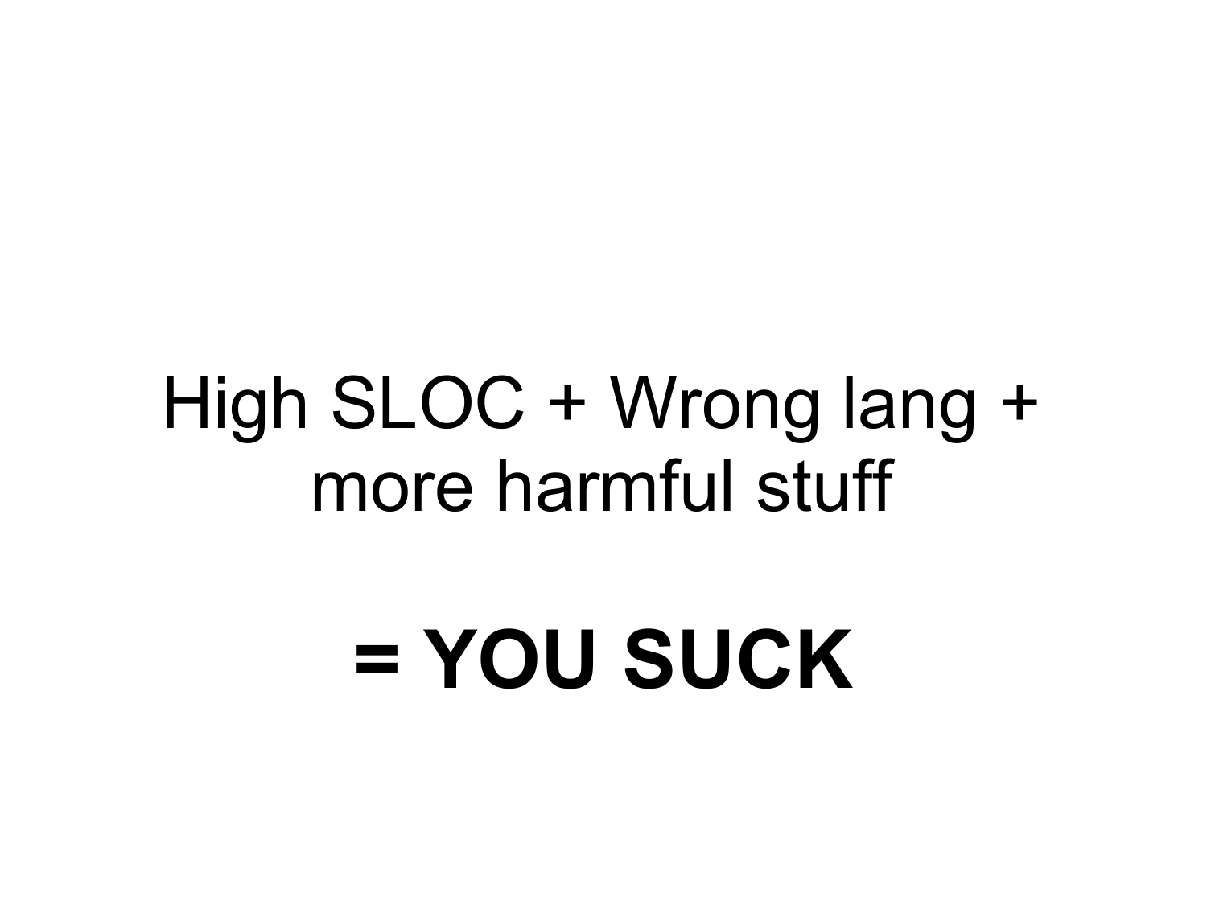High SLOC + Wrong lang + more harmful stuff

**= YOU SUCK**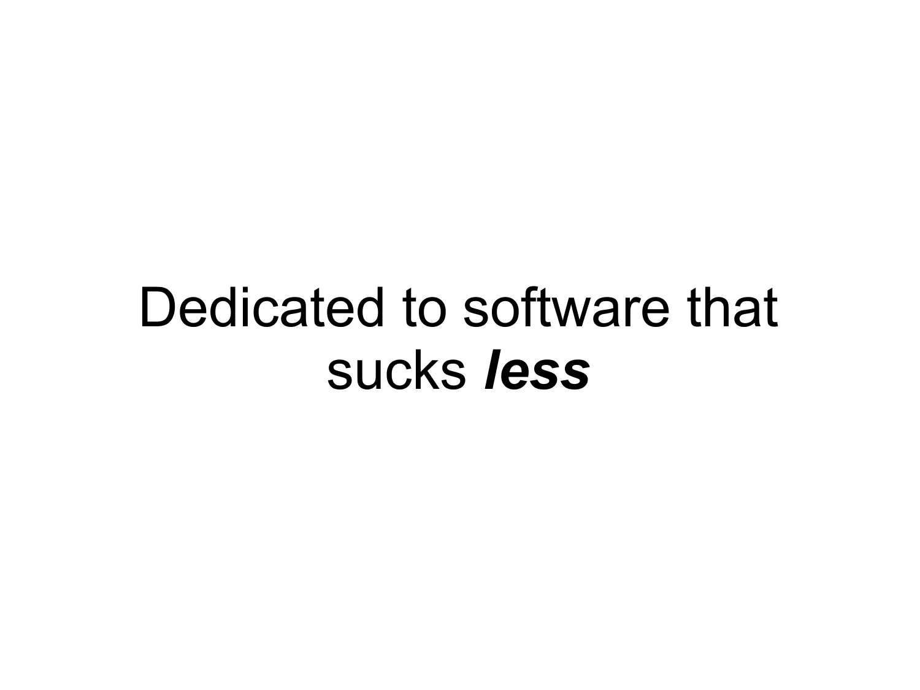Dedicated to software that sucks ***less***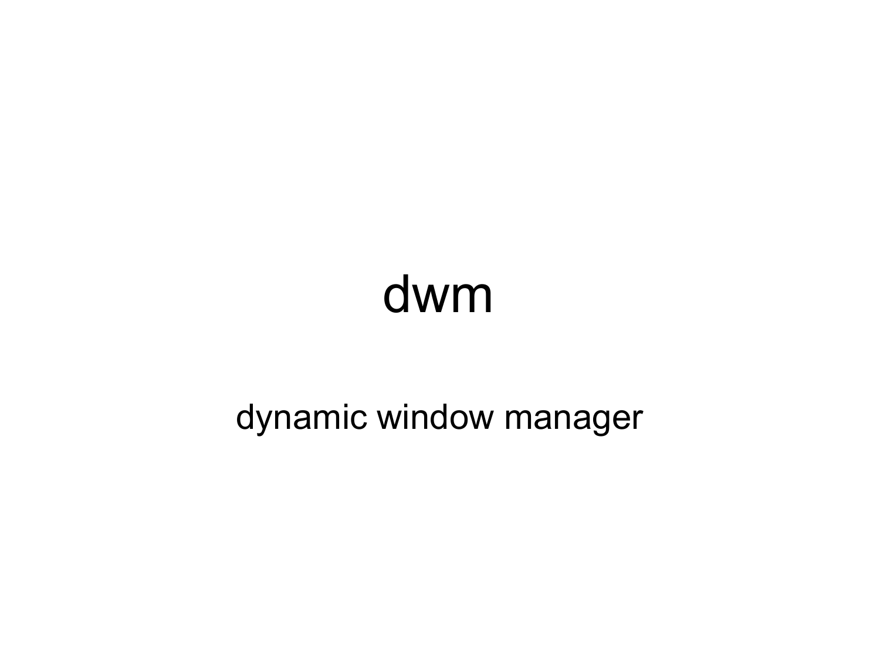# dwm

dynamic window manager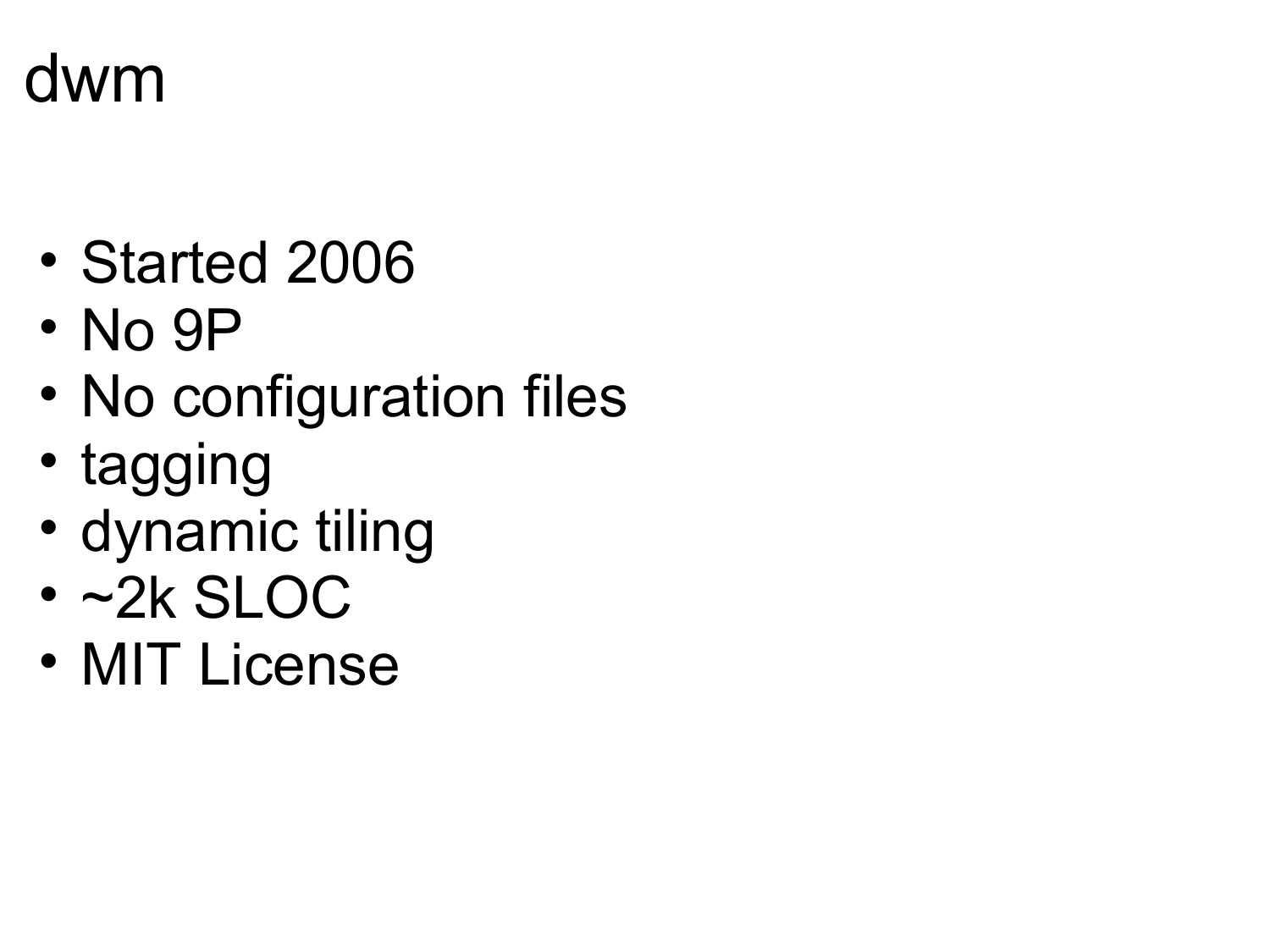# dwm

- Started 2006
- No 9P
- No configuration files
- tagging
- dynamic tiling
- ~2k SLOC
- MIT License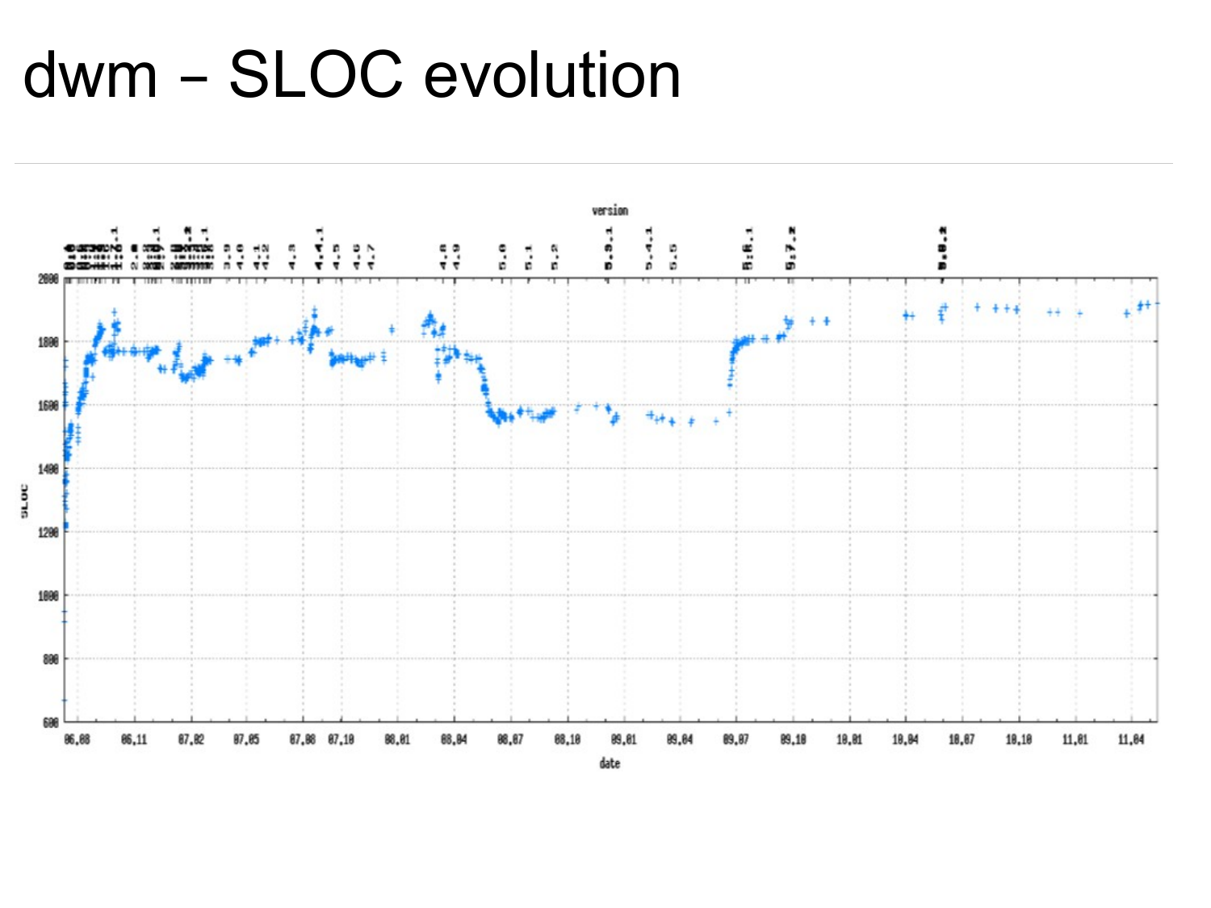# dwm – SLOC evolution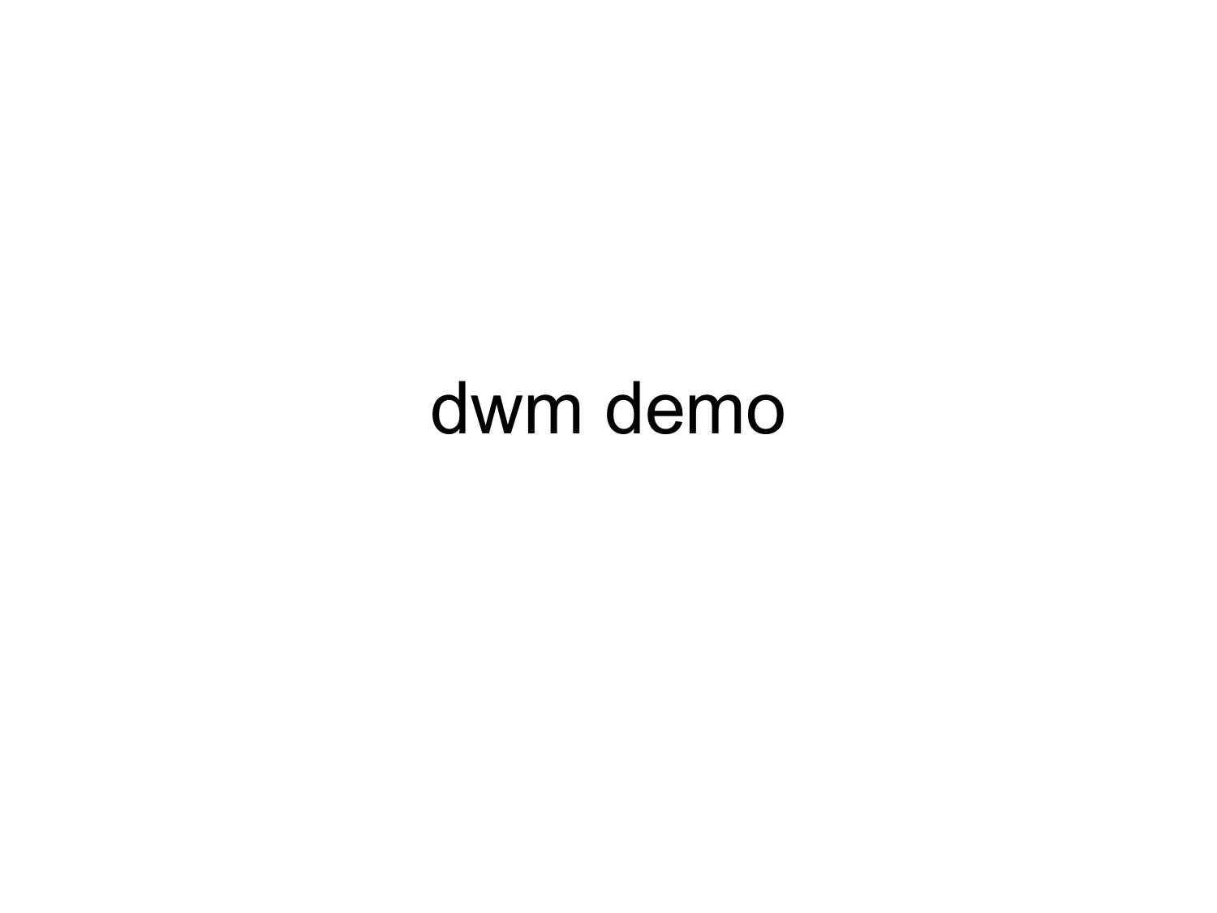# dwm demo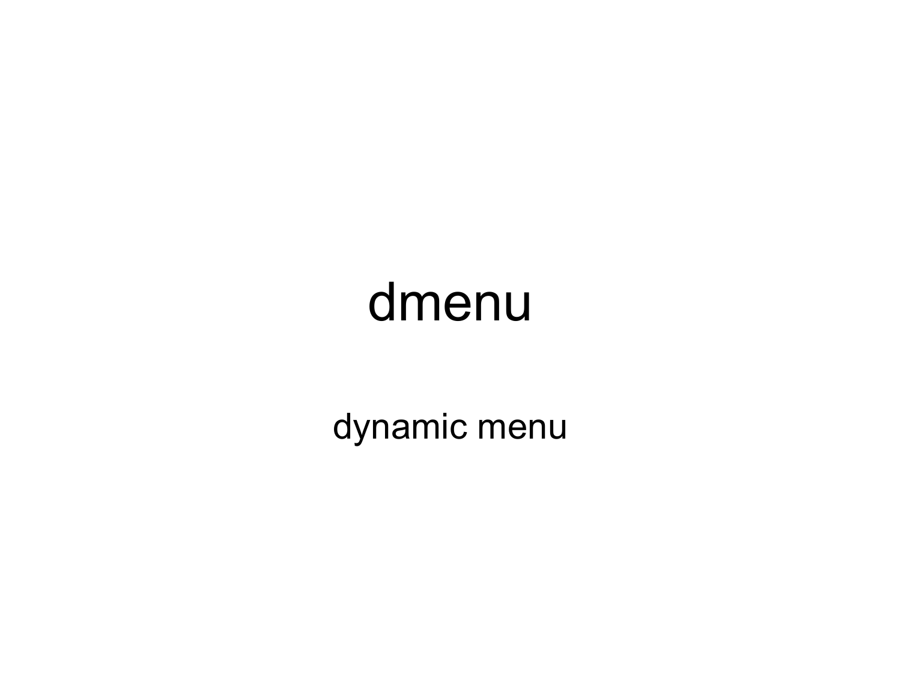# dmenu

dynamic menu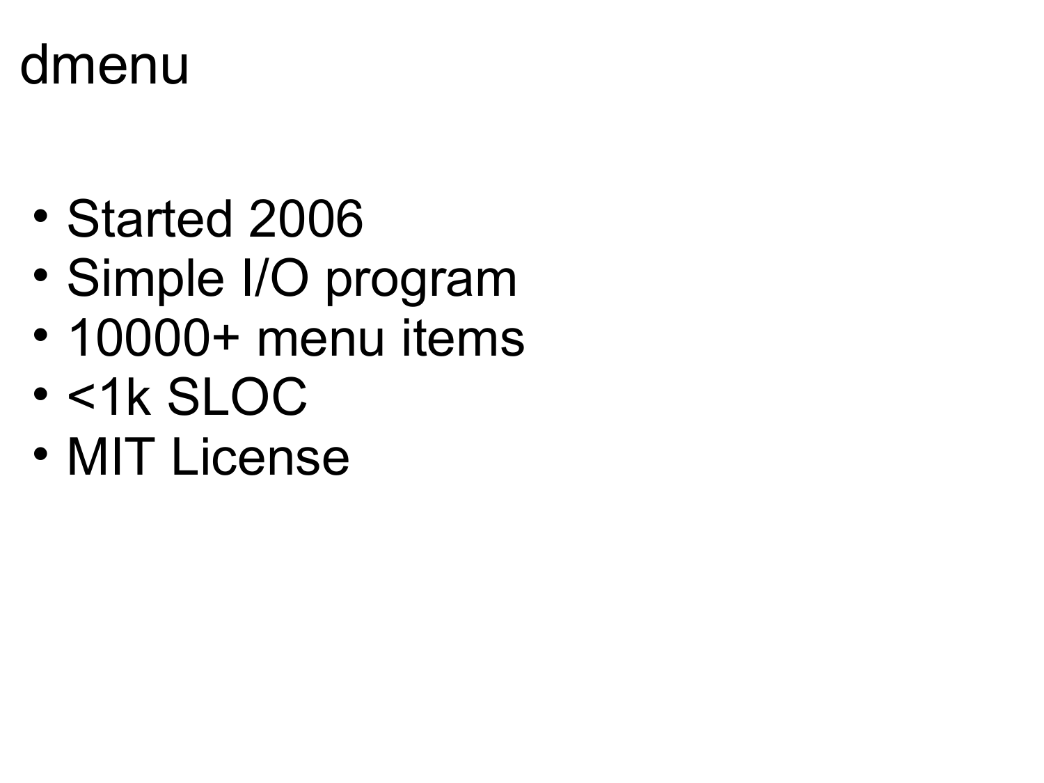# dmenu

- Started 2006
- Simple I/O program
- 10000+ menu items
- <1k SLOC
- MIT License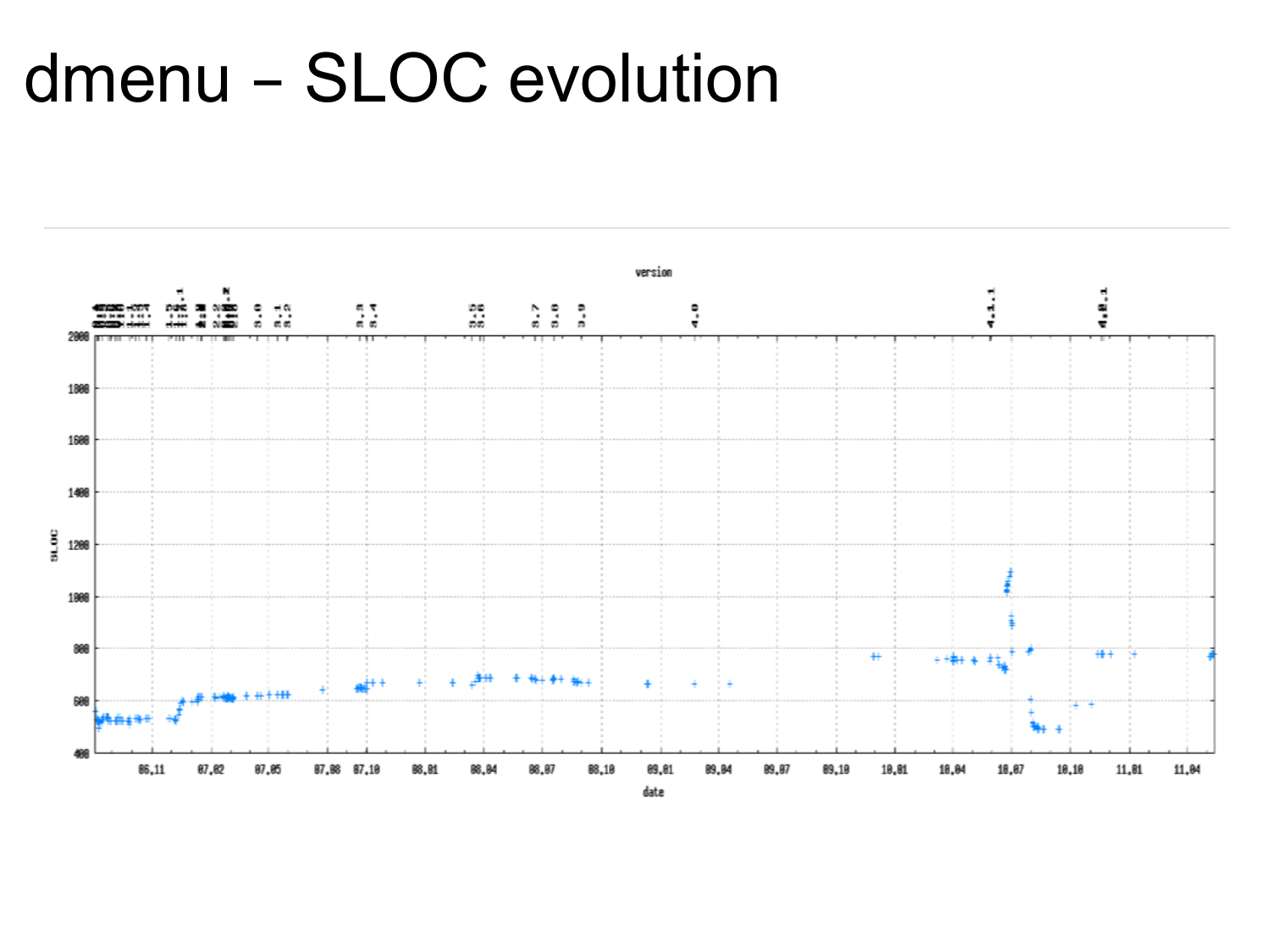# dmenu – SLOC evolution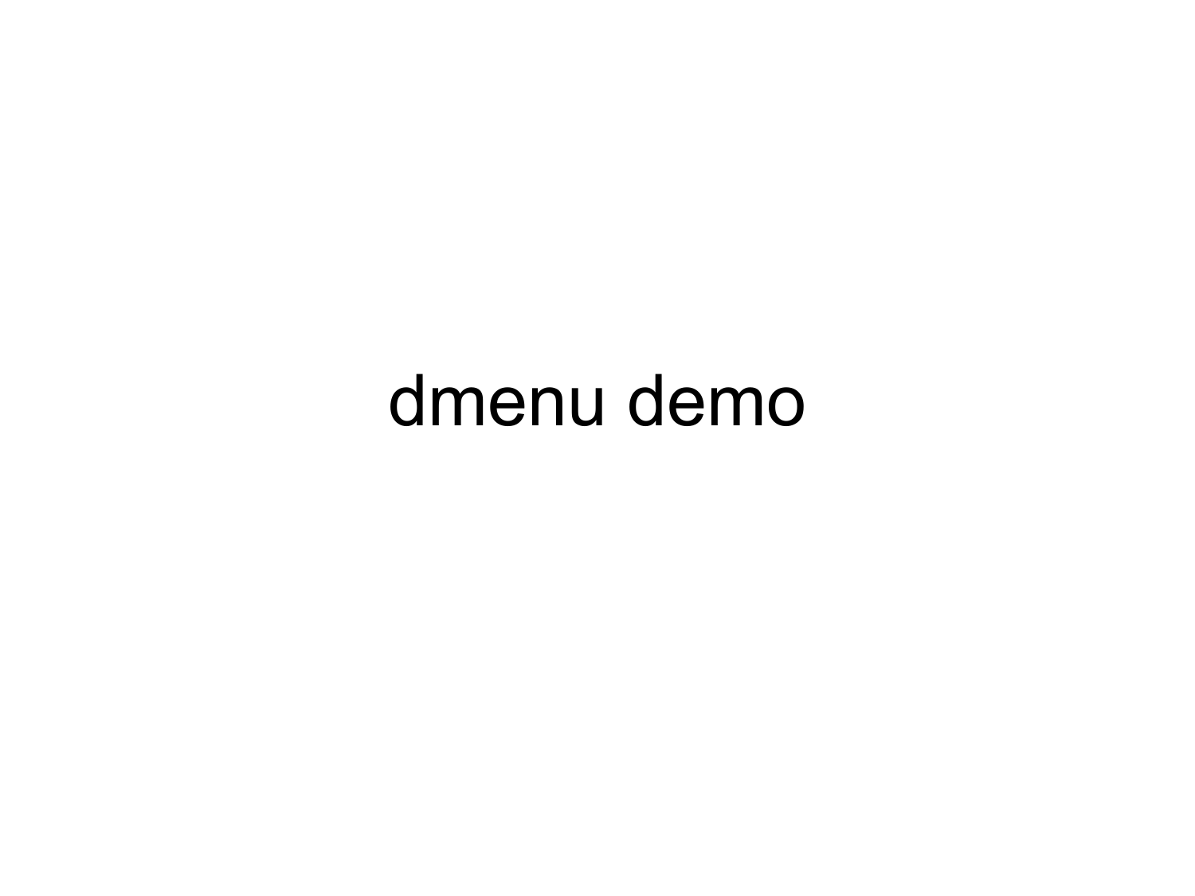# dmenu demo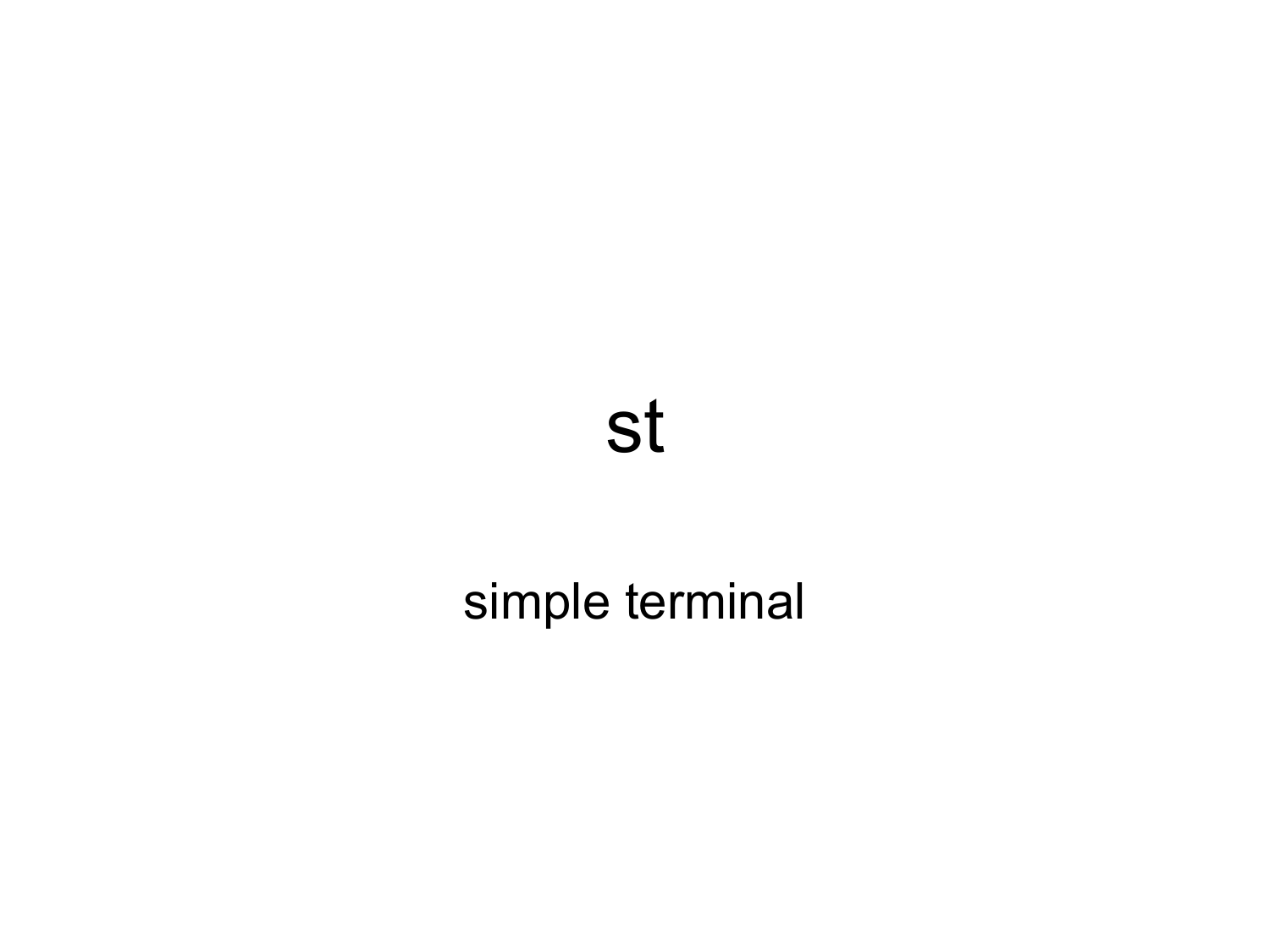# st

simple terminal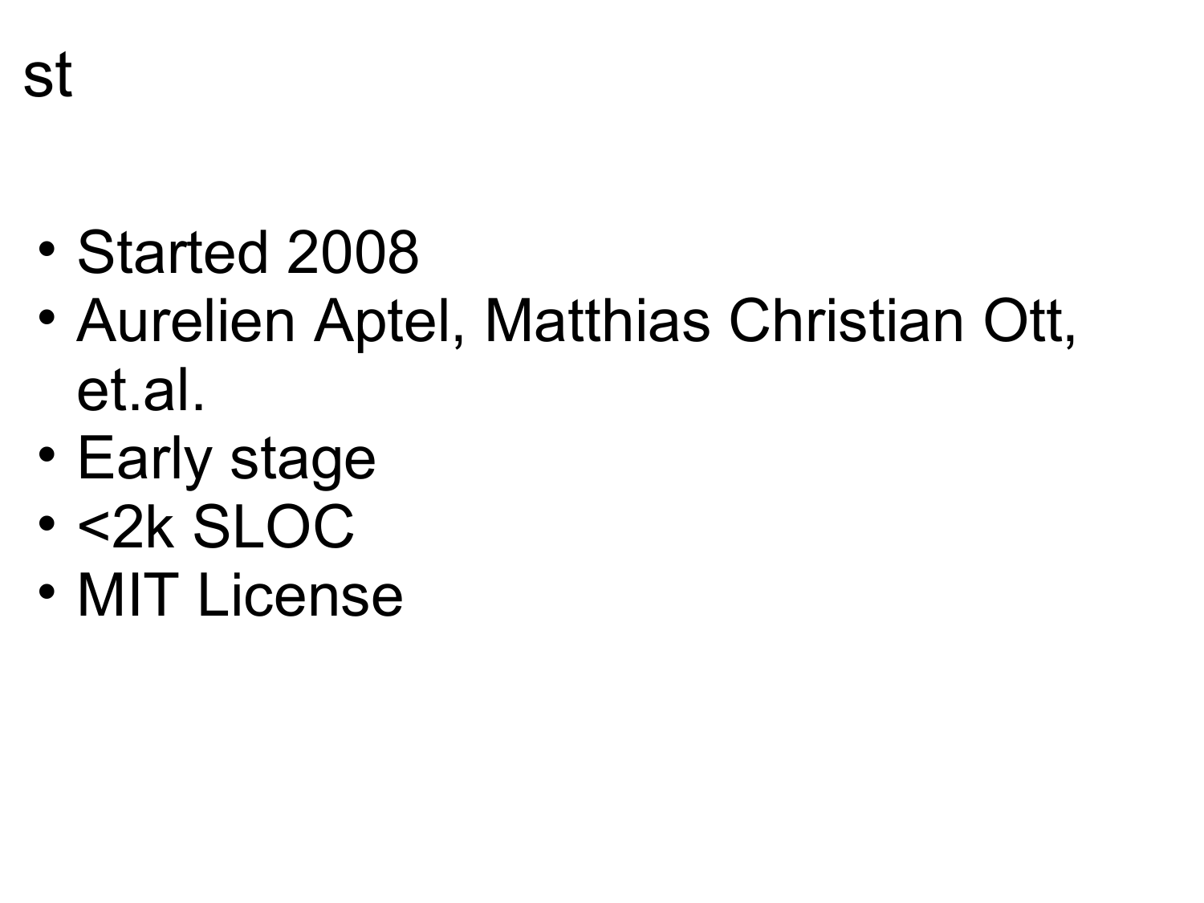# st

- Started 2008
- Aurelien Aptel, Matthias Christian Ott, et.al.
- Early stage
- <2k SLOC
- MIT License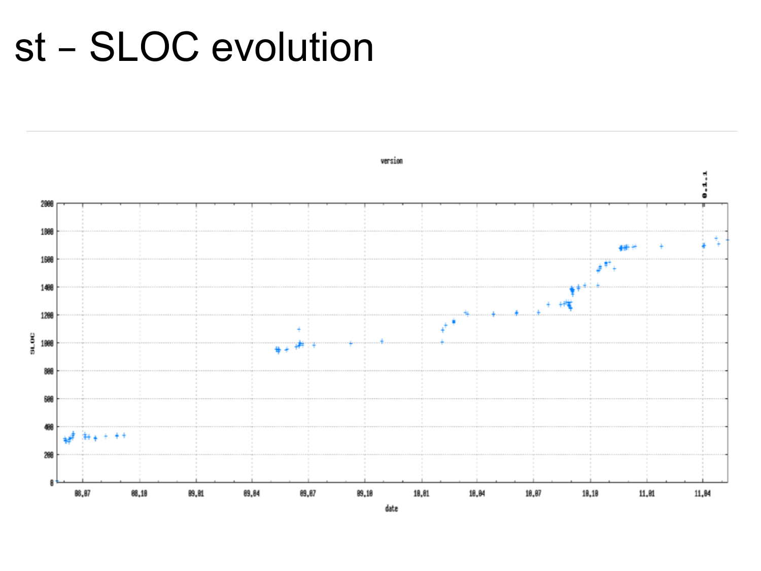# st – SLOC evolution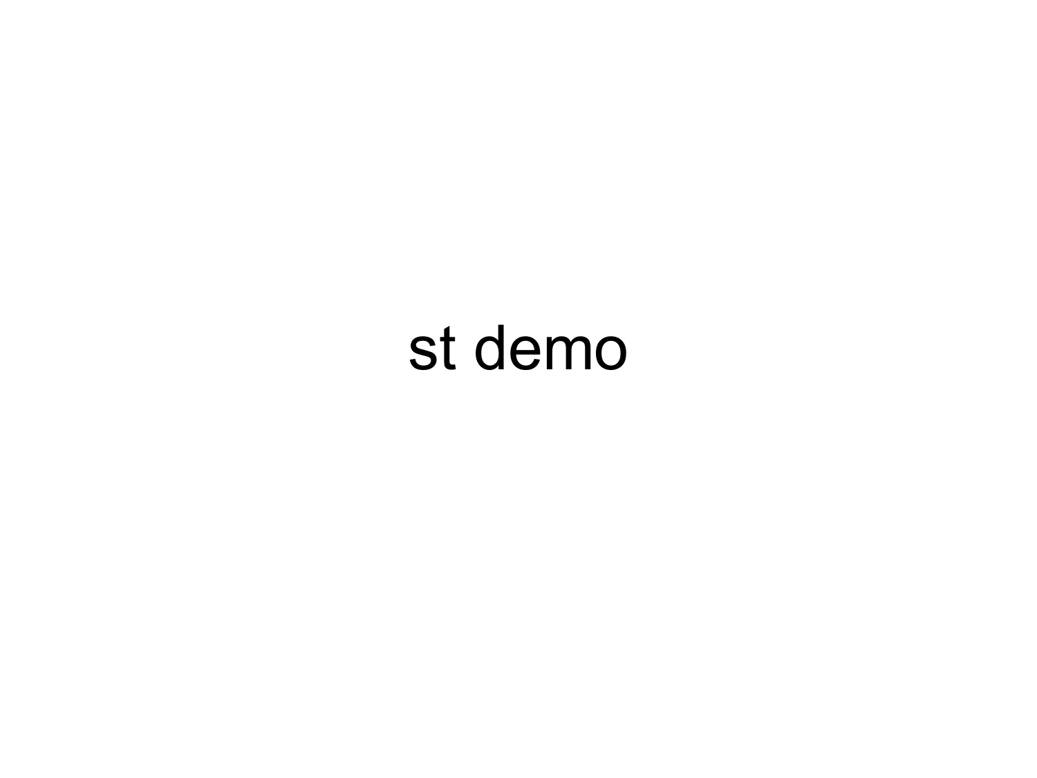# st demo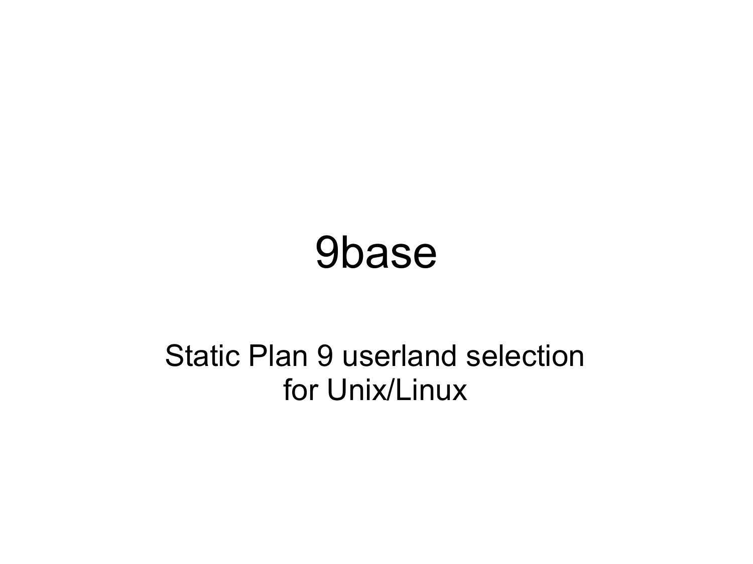# 9base

Static Plan 9 userland selection
for Unix/Linux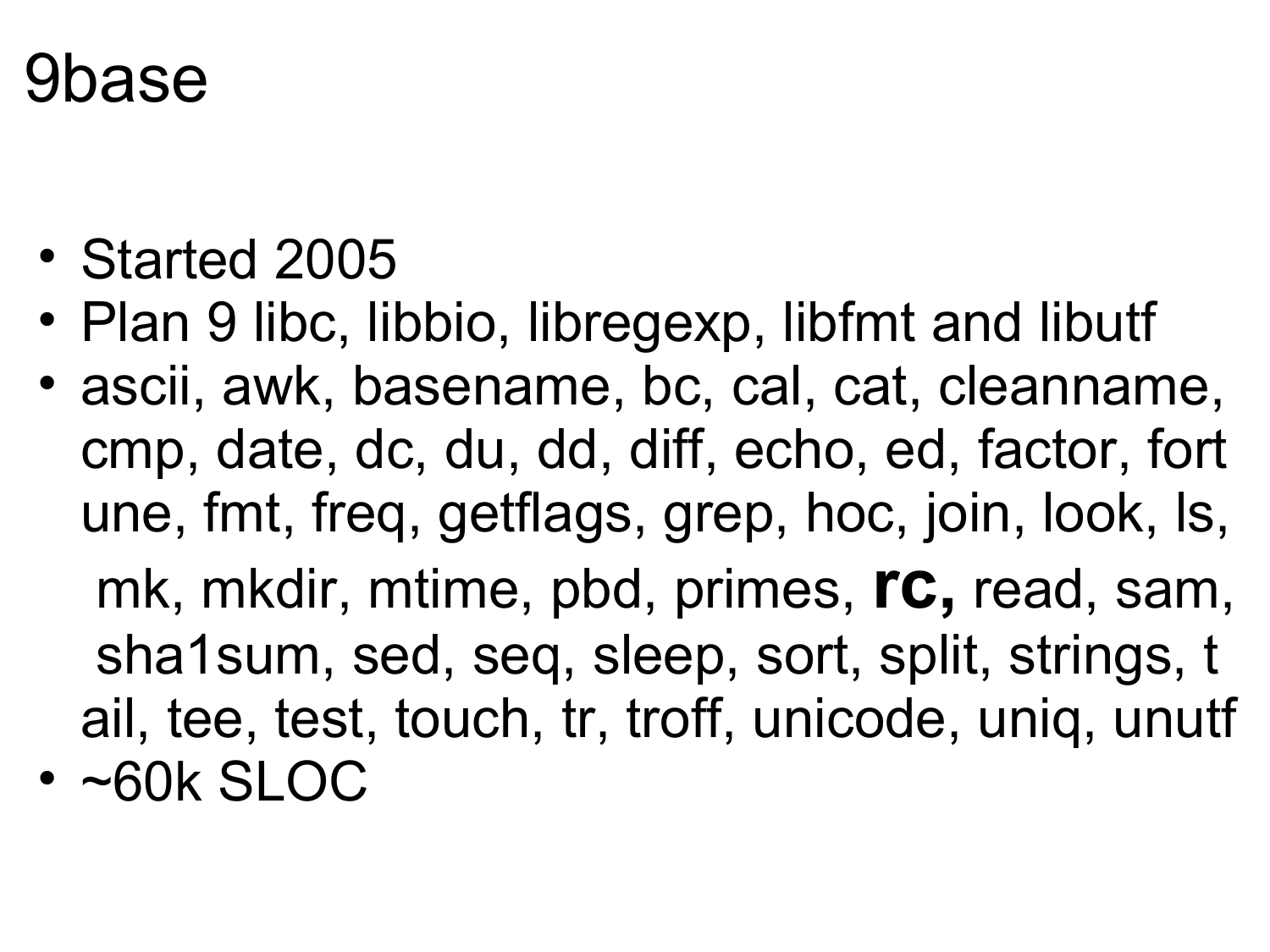# 9base

- Started 2005
- Plan 9 libc, libbio, libregexp, libfmt and libutf
- ascii, awk, basename, bc, cal, cat, cleanname, cmp, date, dc, du, dd, diff, echo, ed, factor, fortune, fmt, freq, getflags, grep, hoc, join, look, ls, mk, mkdir, mtime, pbd, primes, **rc,** read, sam, sha1sum, sed, seq, sleep, sort, split, strings, tail, tee, test, touch, tr, troff, unicode, uniq, unutf
- ~60k SLOC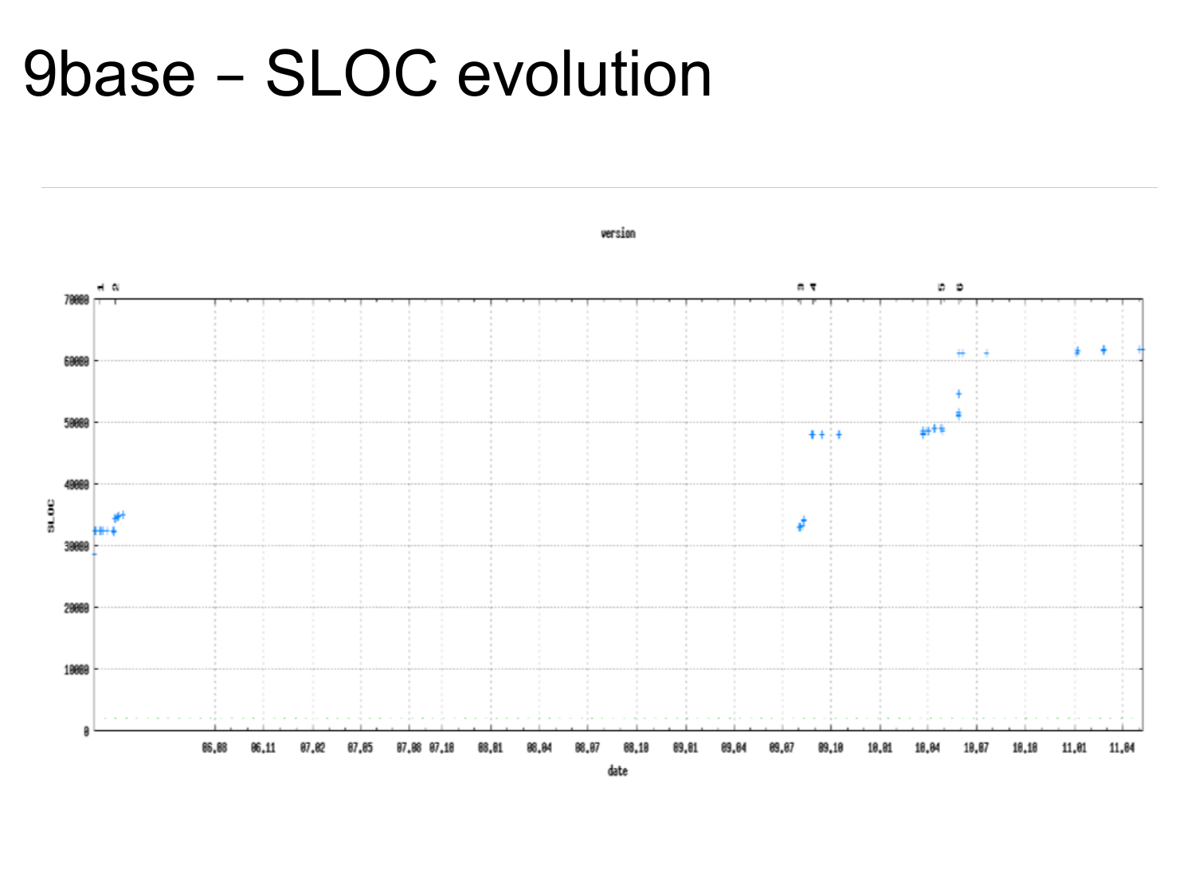# 9base – SLOC evolution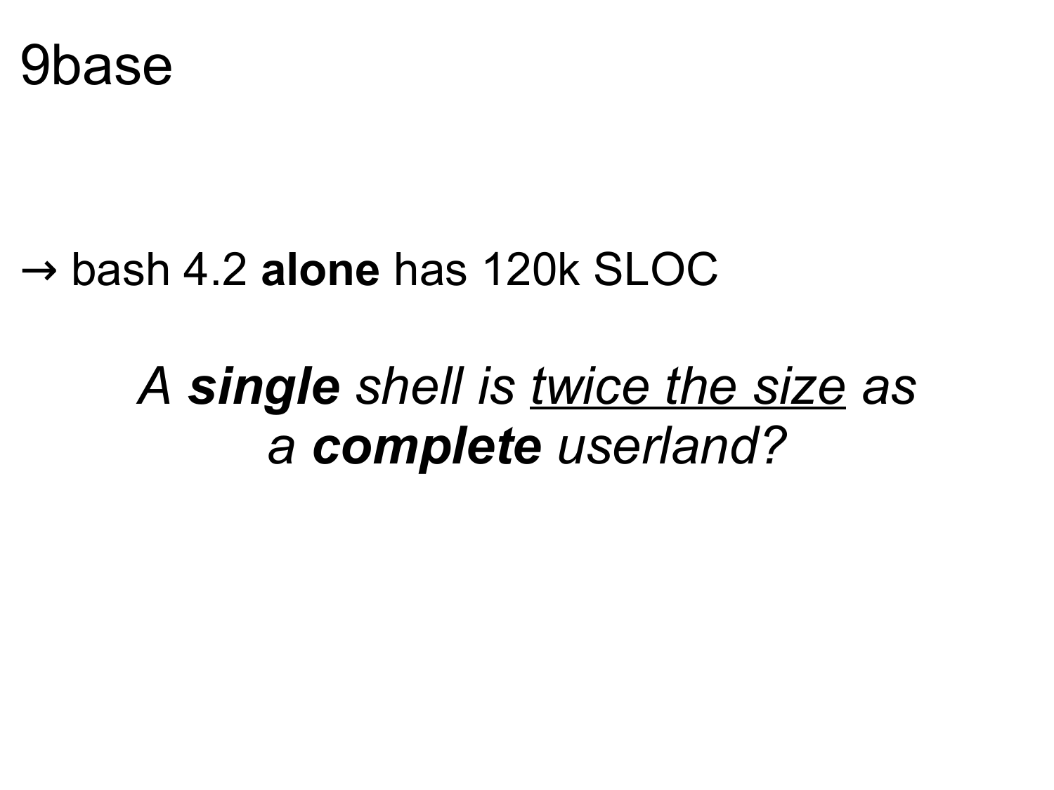# 9base

→ bash 4.2 **alone** has 120k SLOC

*A **single** shell is <u>twice the size</u> as a **complete** userland?*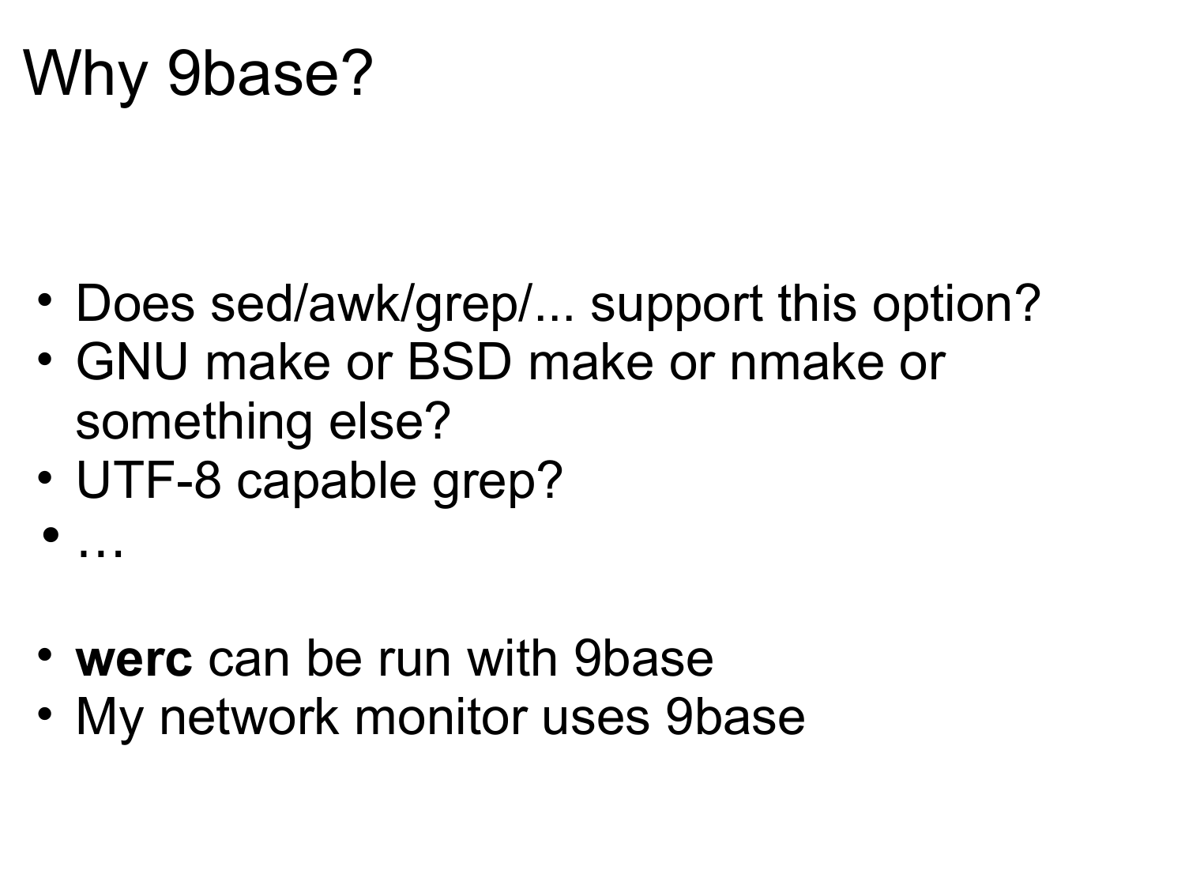# Why 9base?

- Does sed/awk/grep/... support this option?
- GNU make or BSD make or nmake or something else?
- UTF-8 capable grep?
- …

- **werc** can be run with 9base
- My network monitor uses 9base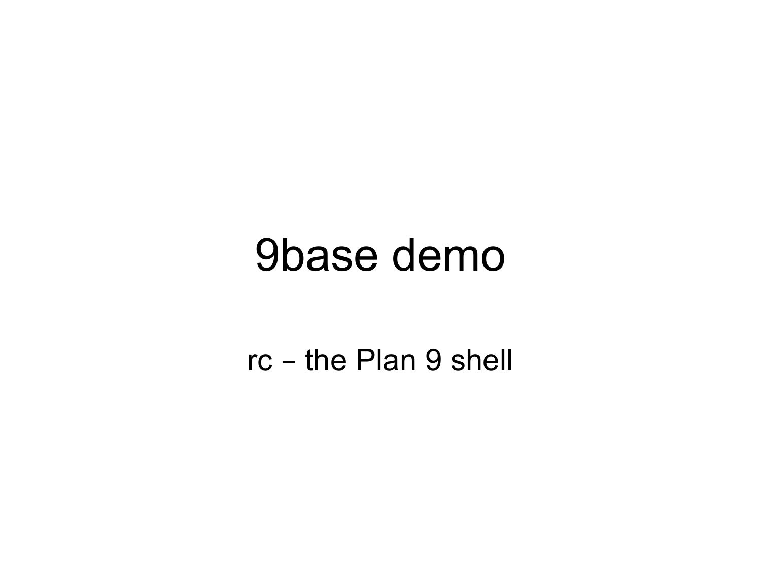# 9base demo

rc – the Plan 9 shell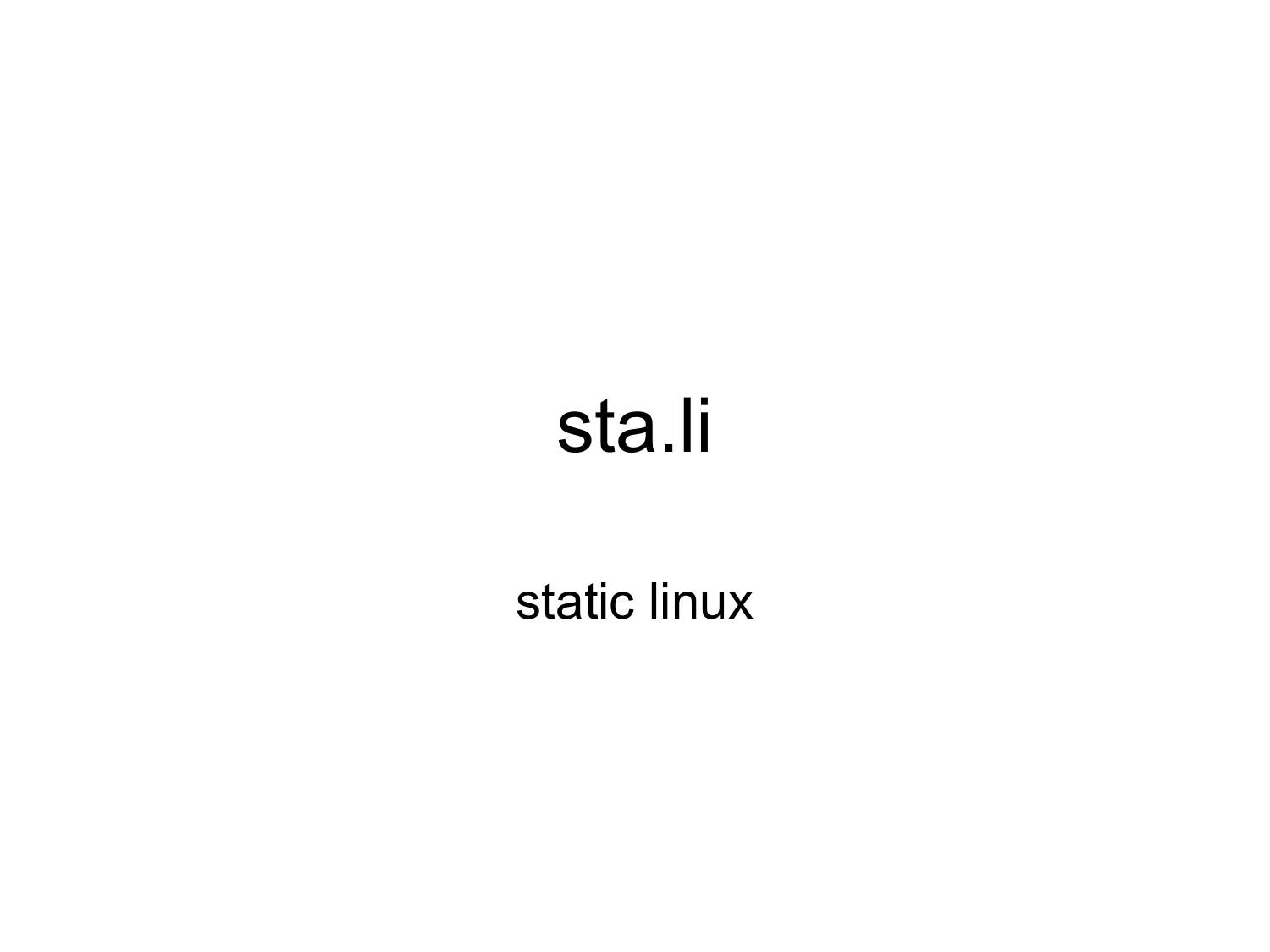# sta.li

static linux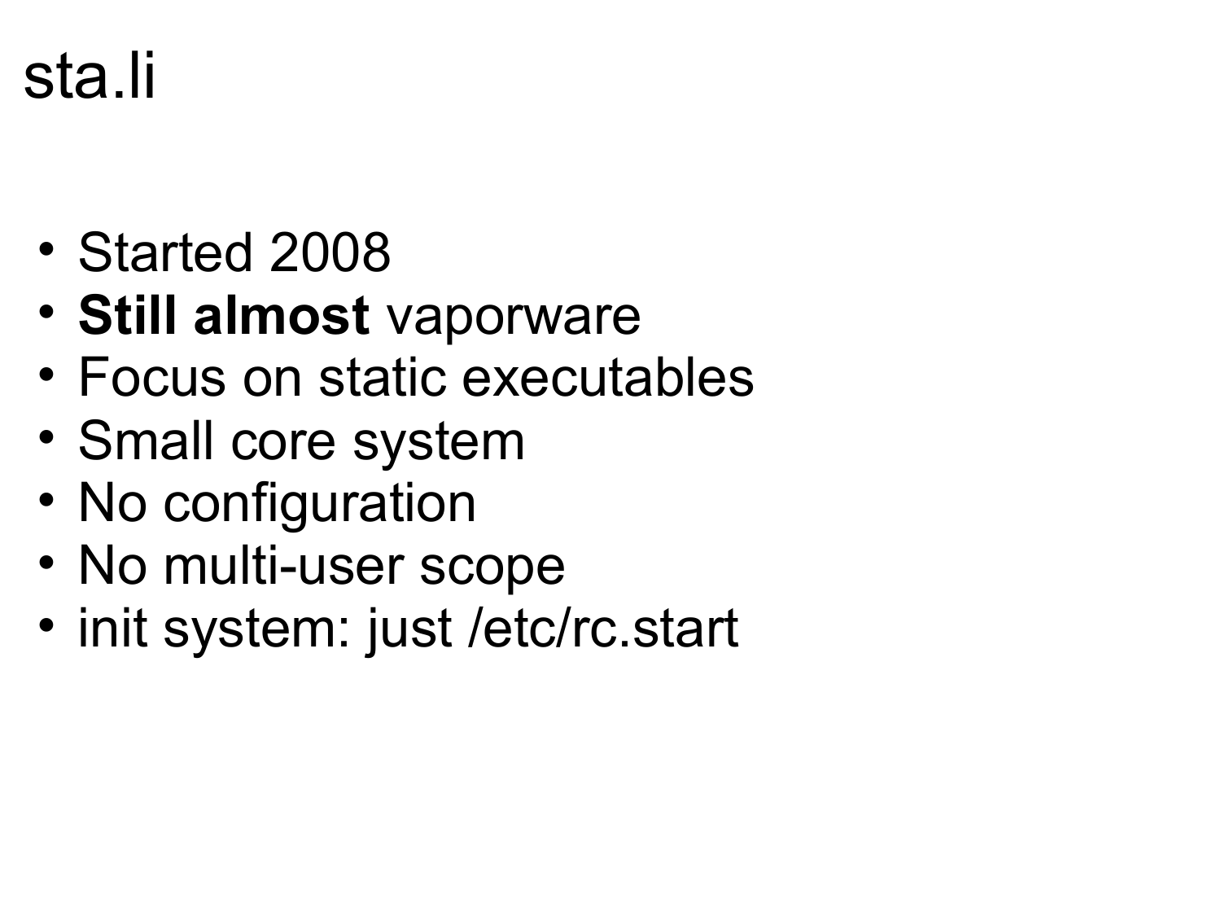# sta.li

- Started 2008
- **Still almost** vaporware
- Focus on static executables
- Small core system
- No configuration
- No multi-user scope
- init system: just /etc/rc.start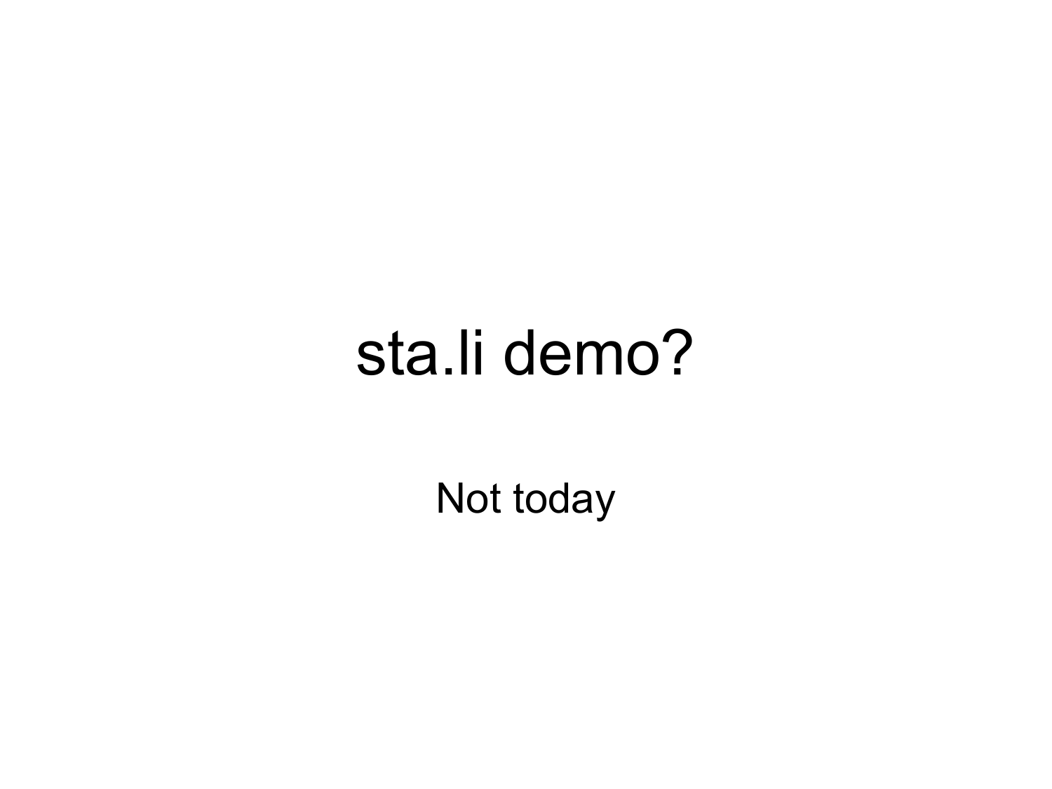# sta.li demo?

Not today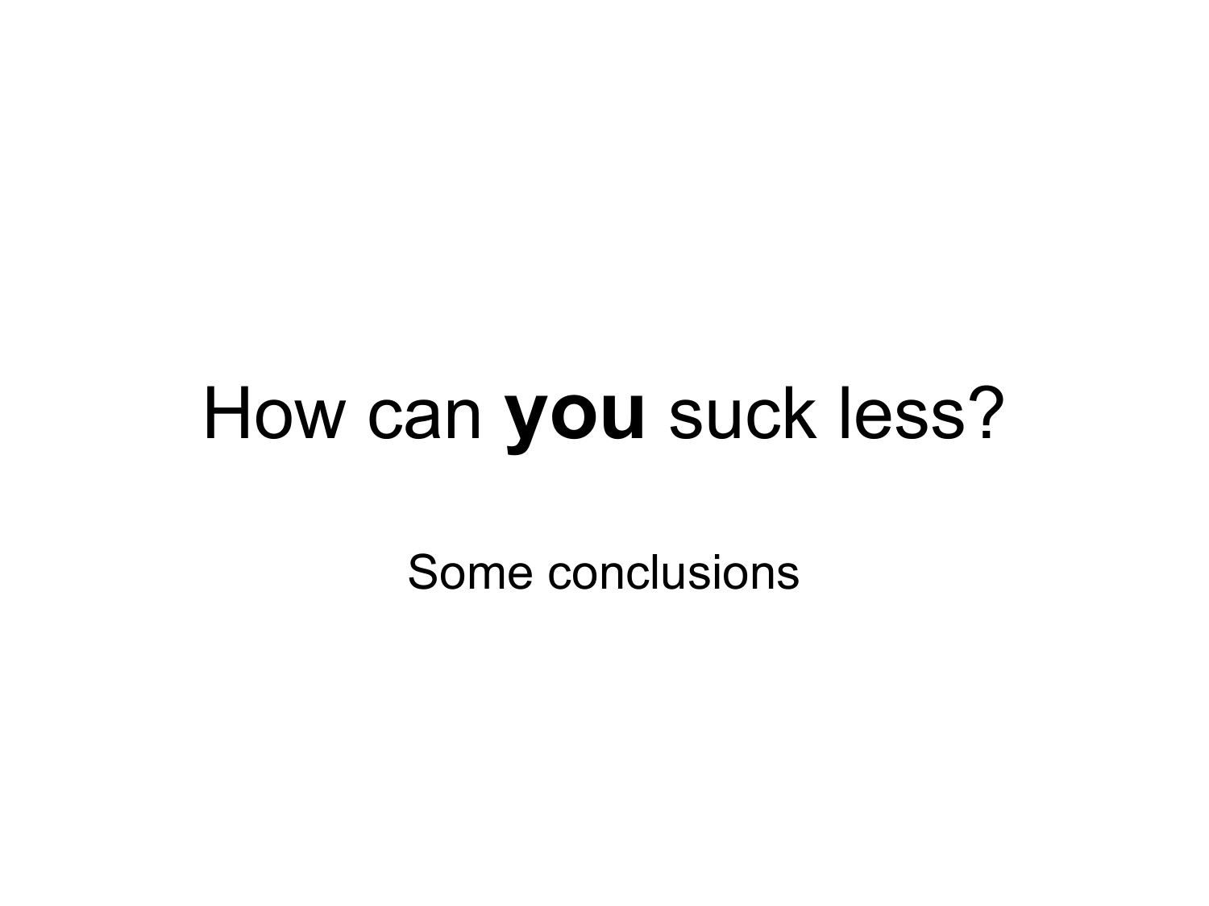# How can **you** suck less?

Some conclusions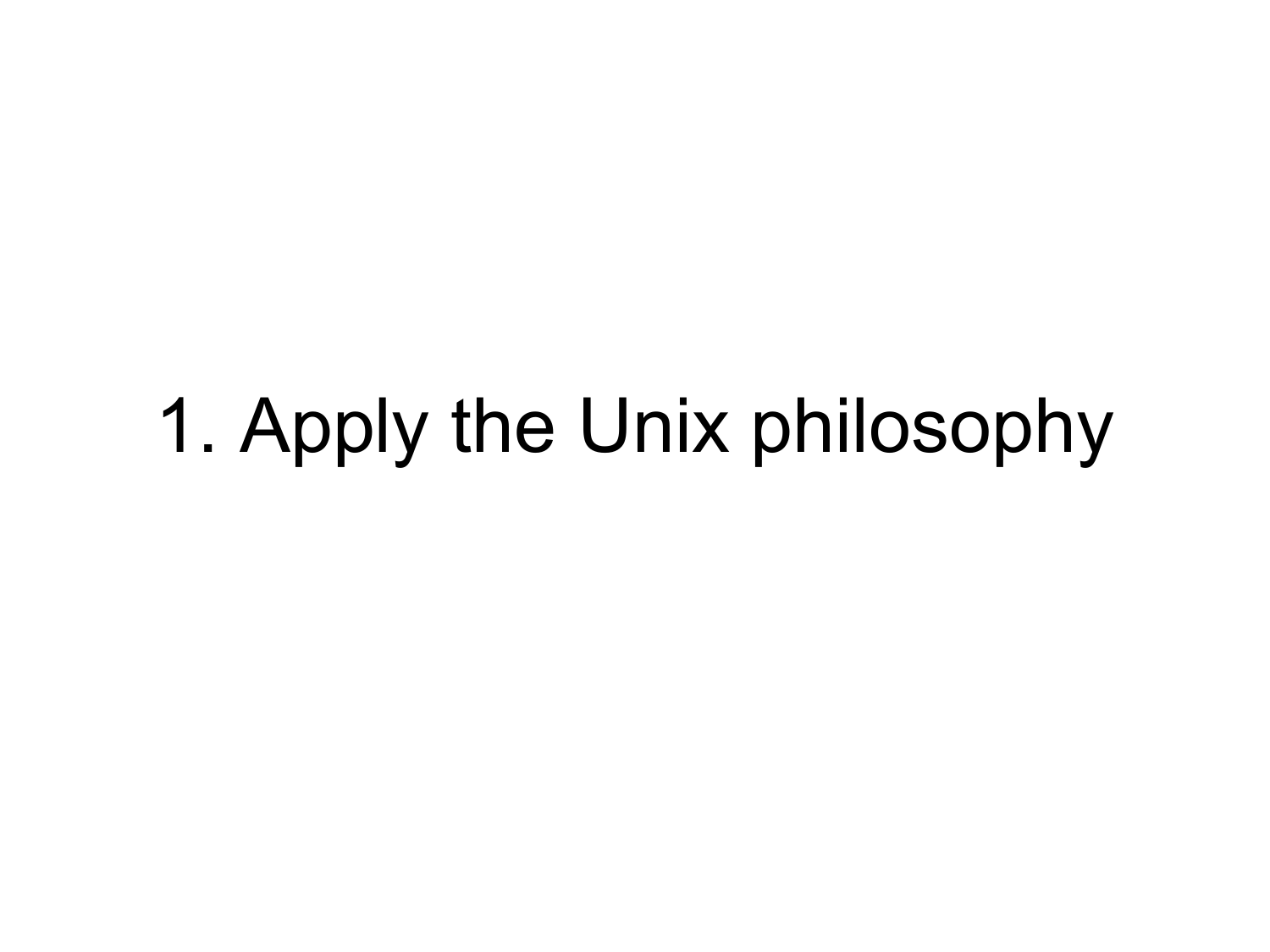# 1. Apply the Unix philosophy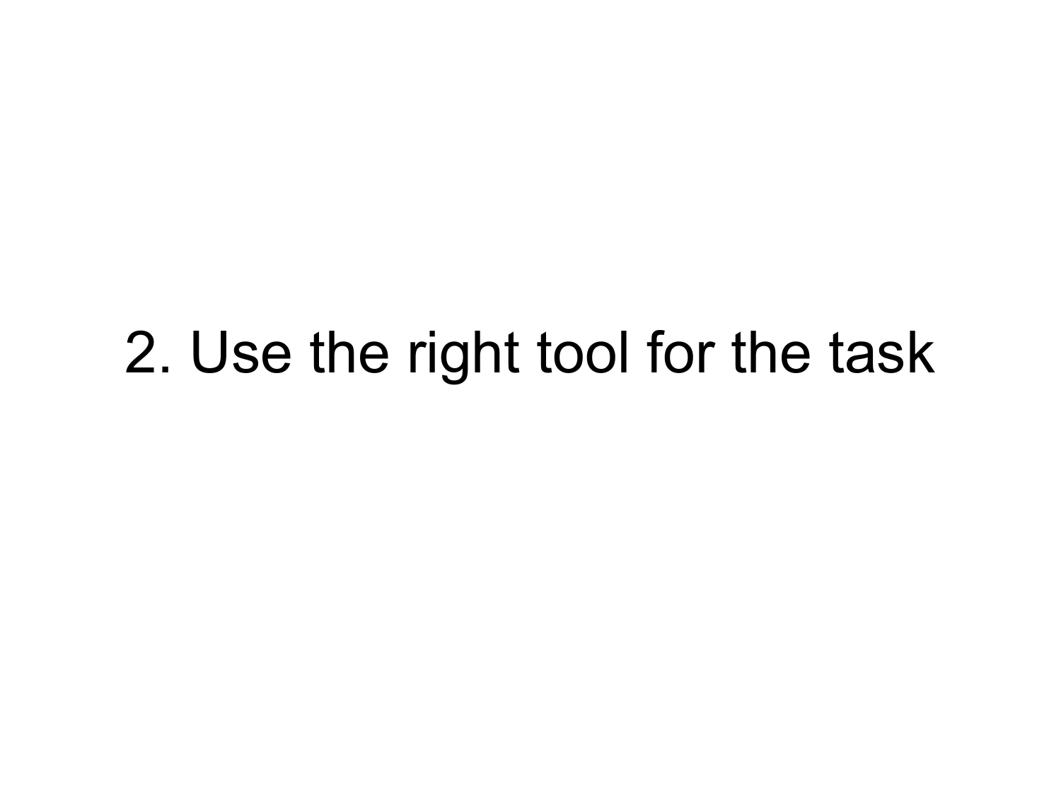# 2. Use the right tool for the task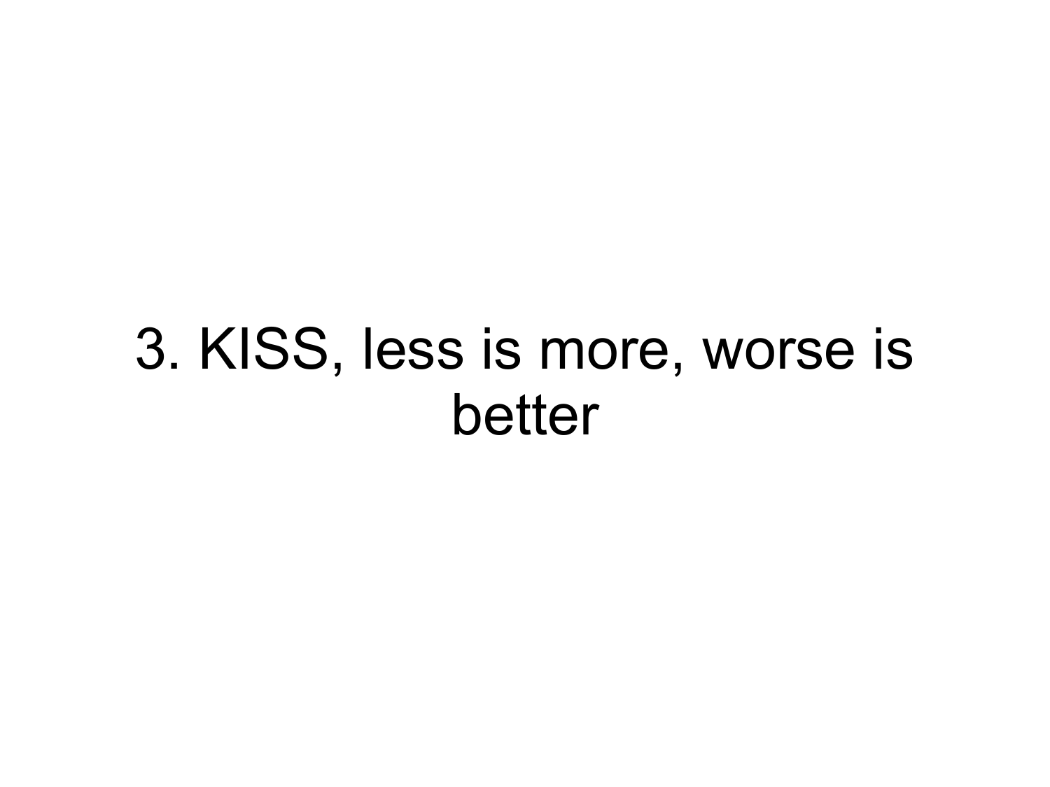# 3. KISS, less is more, worse is better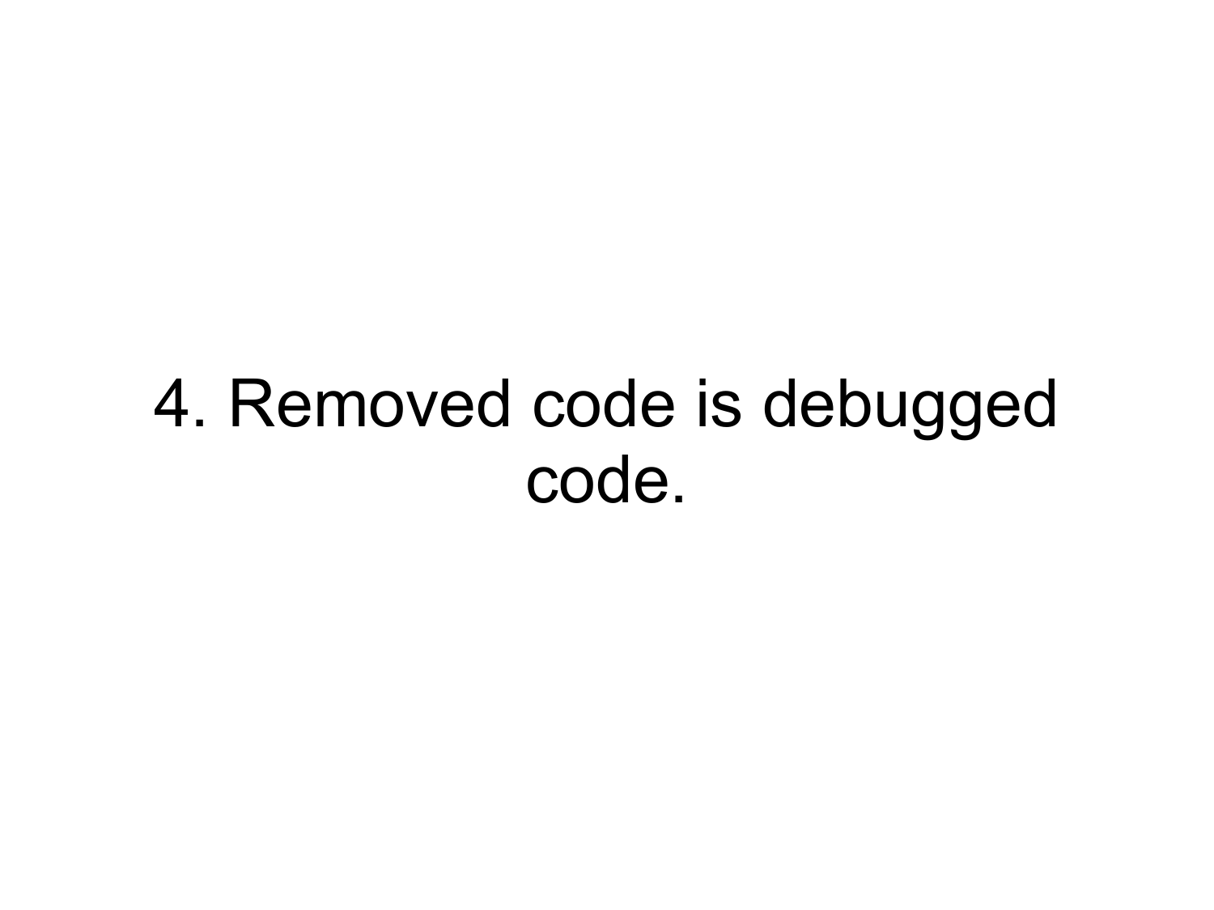# 4. Removed code is debugged code.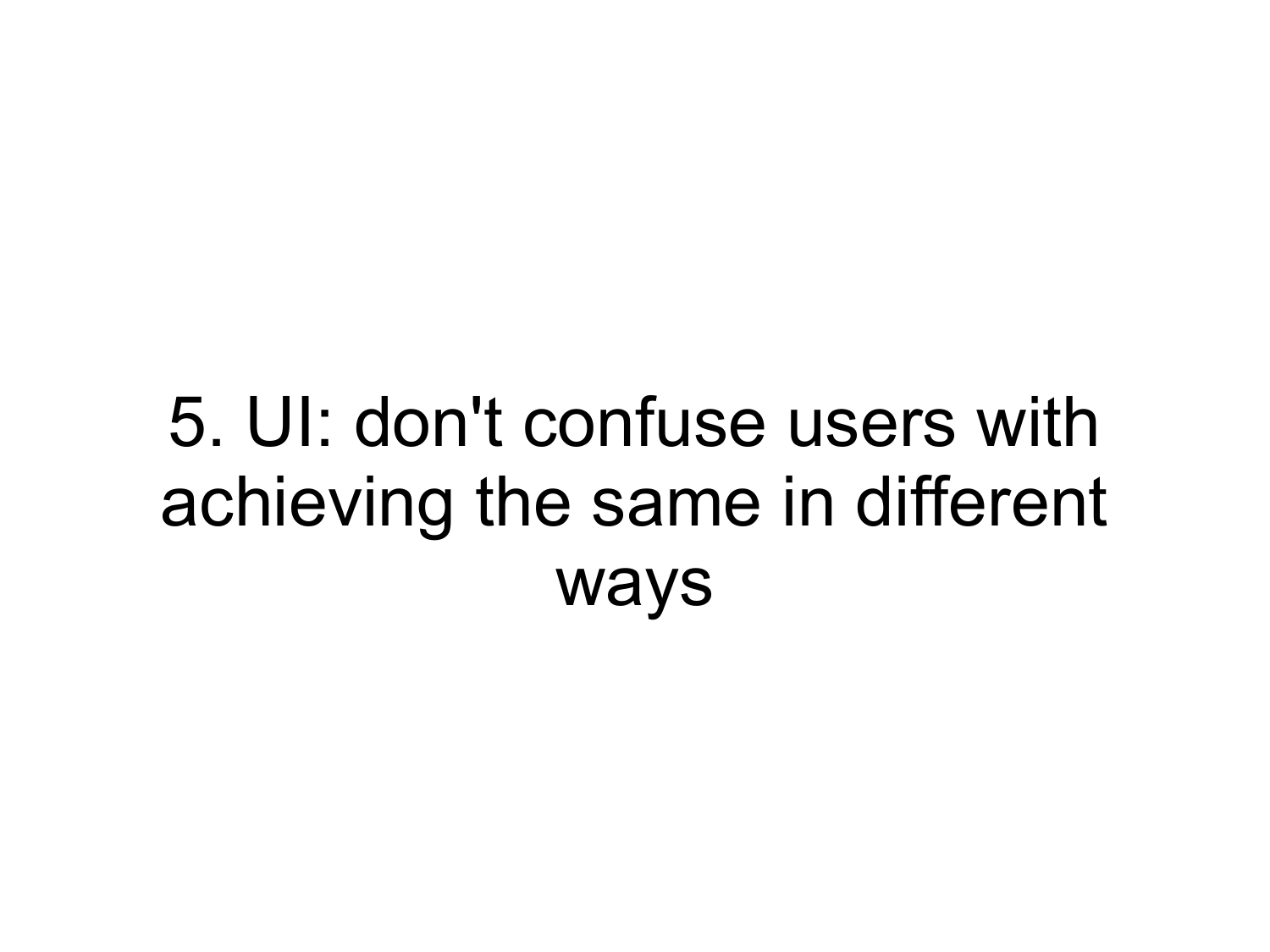# 5. UI: don't confuse users with achieving the same in different ways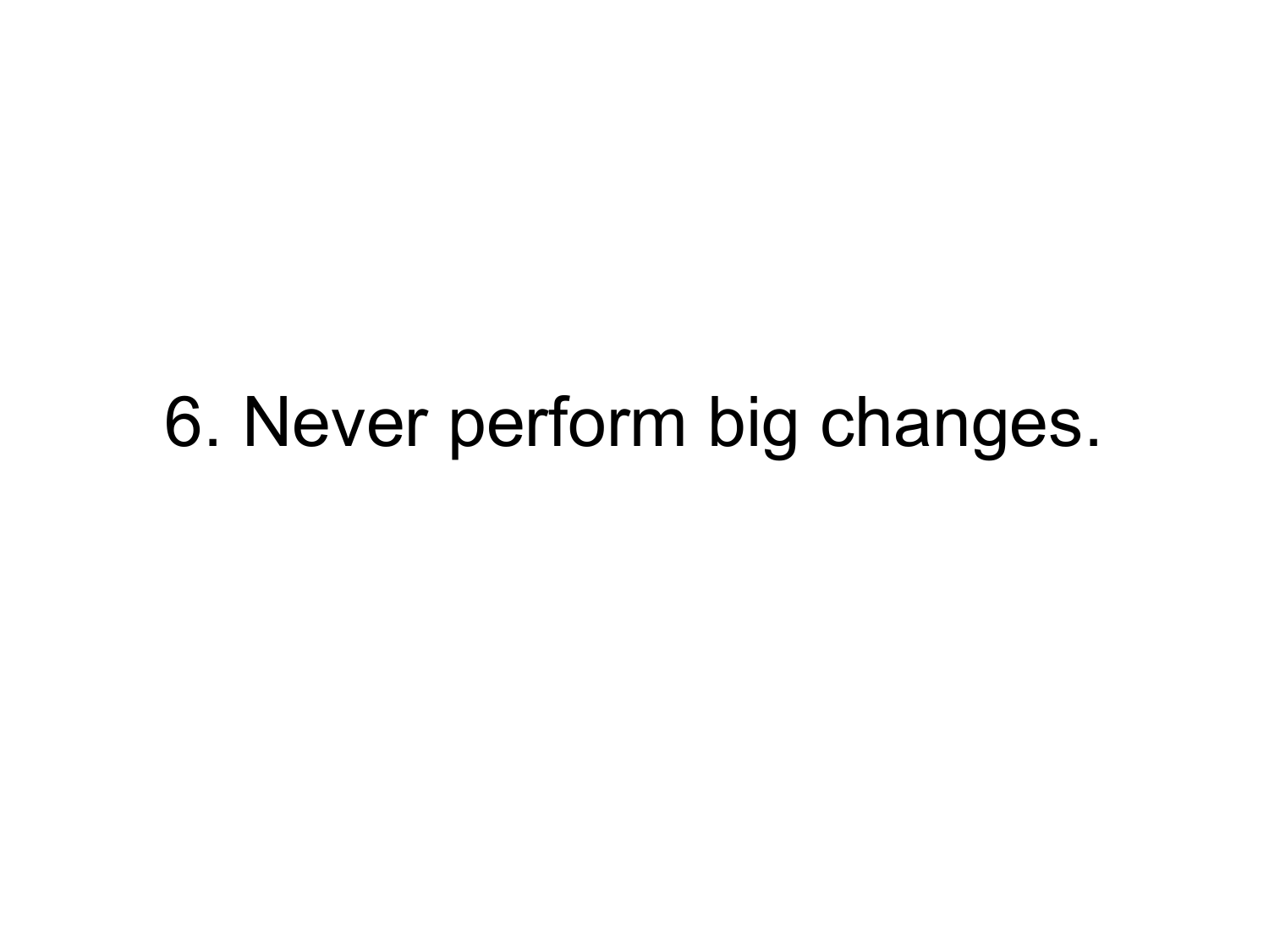6. Never perform big changes.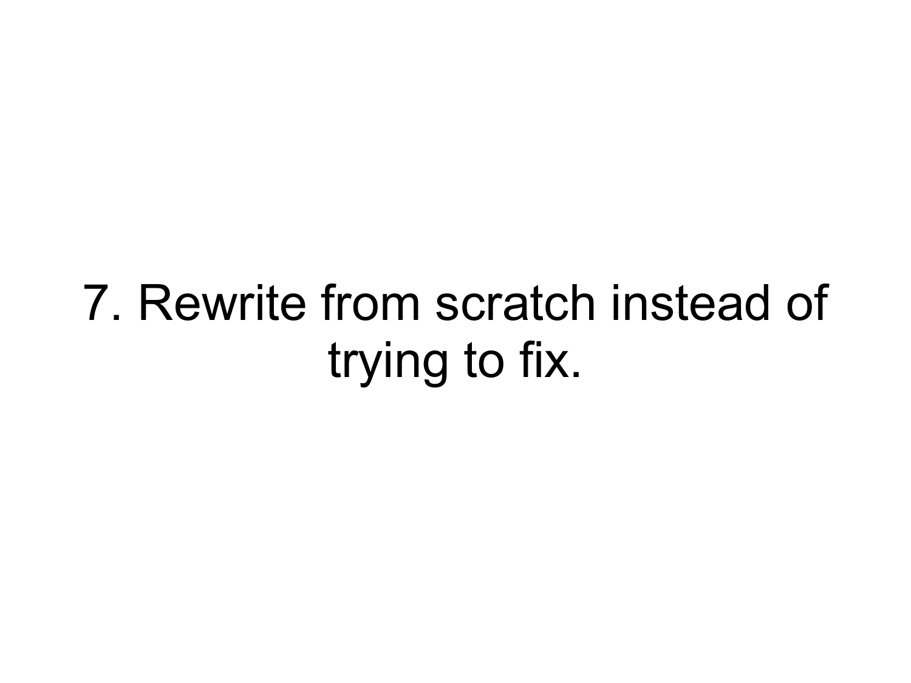7. Rewrite from scratch instead of trying to fix.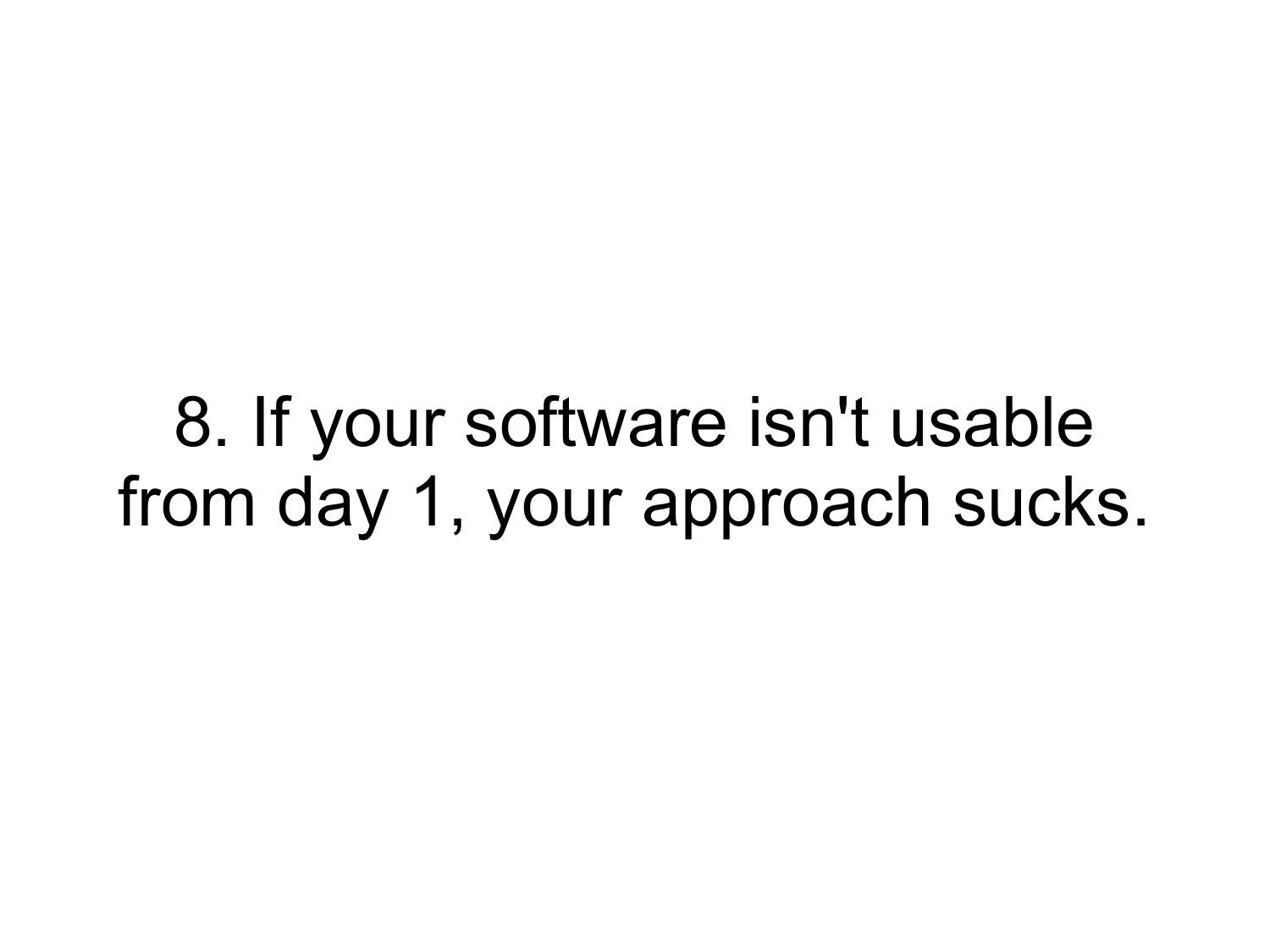8. If your software isn't usable from day 1, your approach sucks.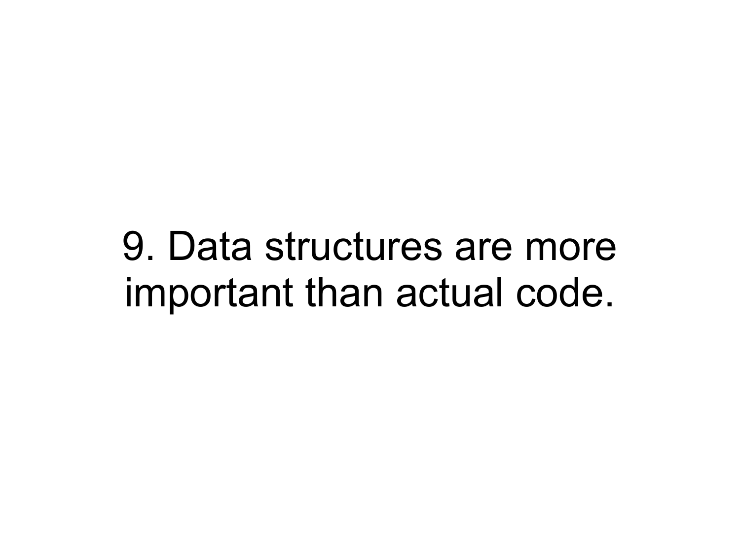9. Data structures are more important than actual code.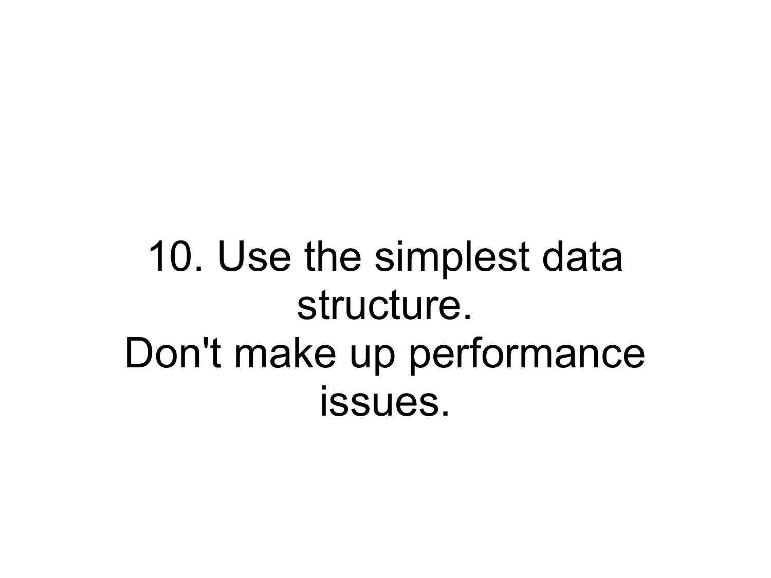10. Use the simplest data structure.
Don't make up performance issues.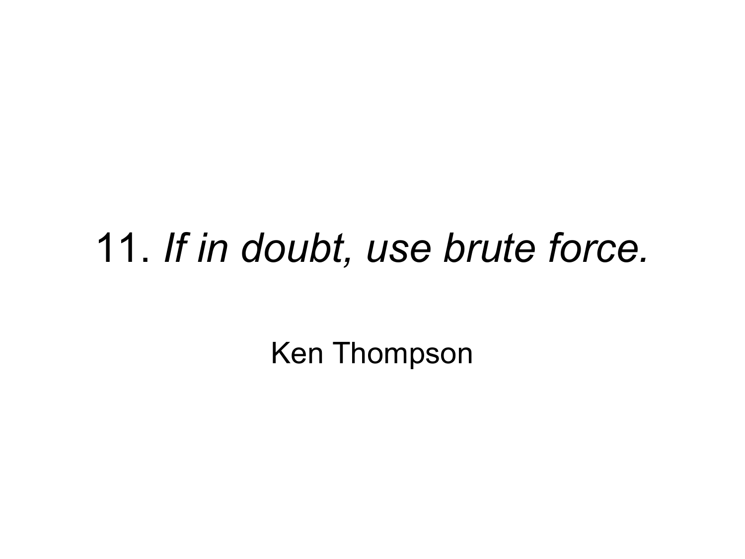11. *If in doubt, use brute force.*

Ken Thompson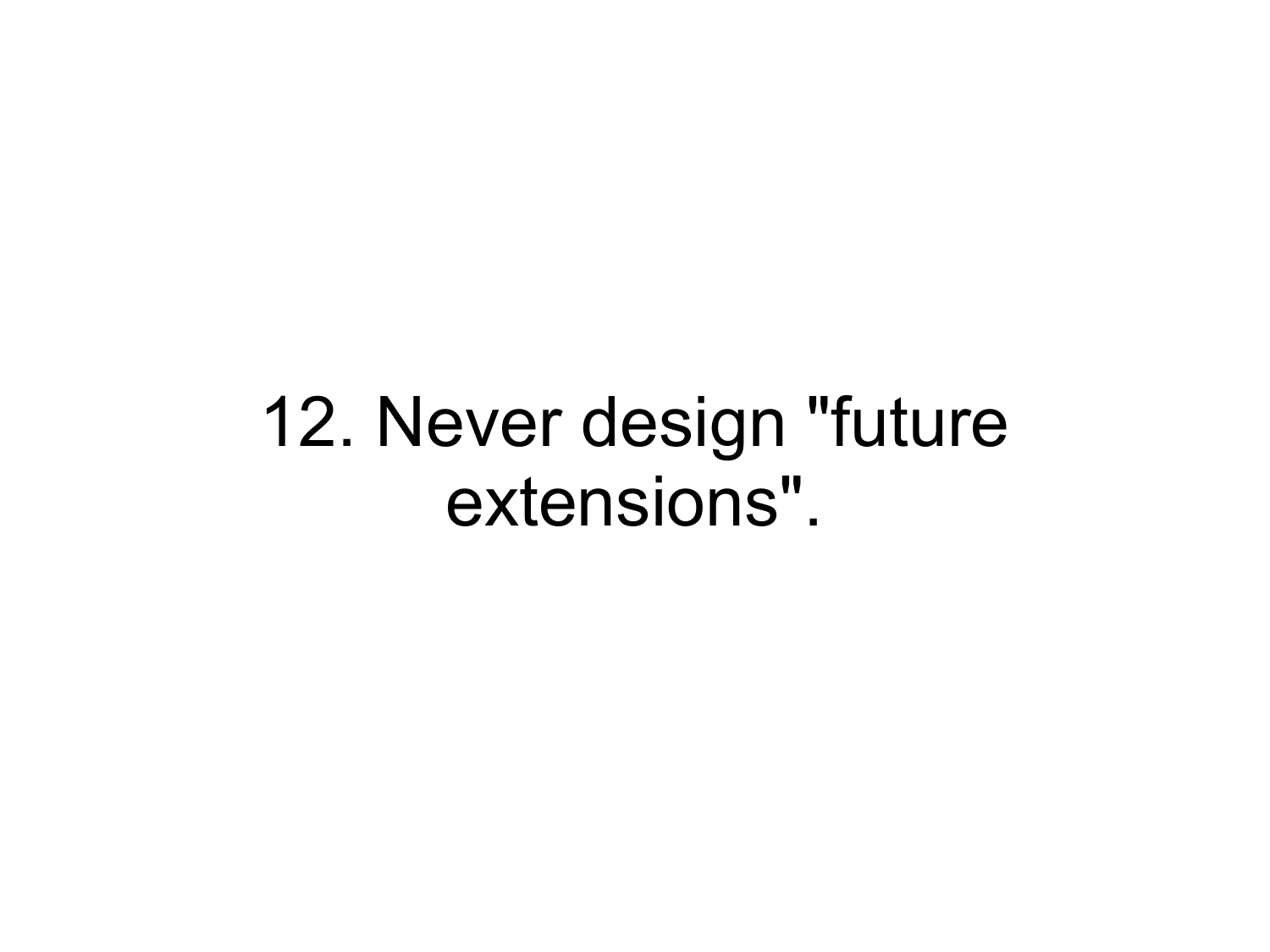12. Never design "future extensions".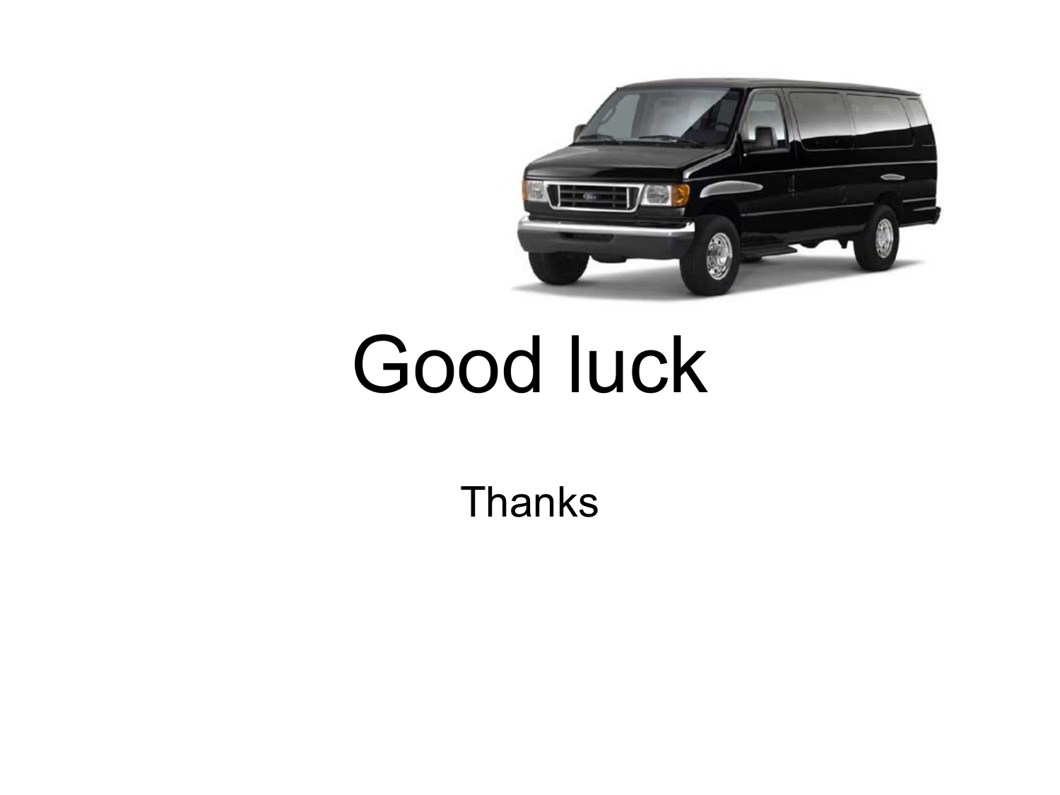# Good luck

Thanks